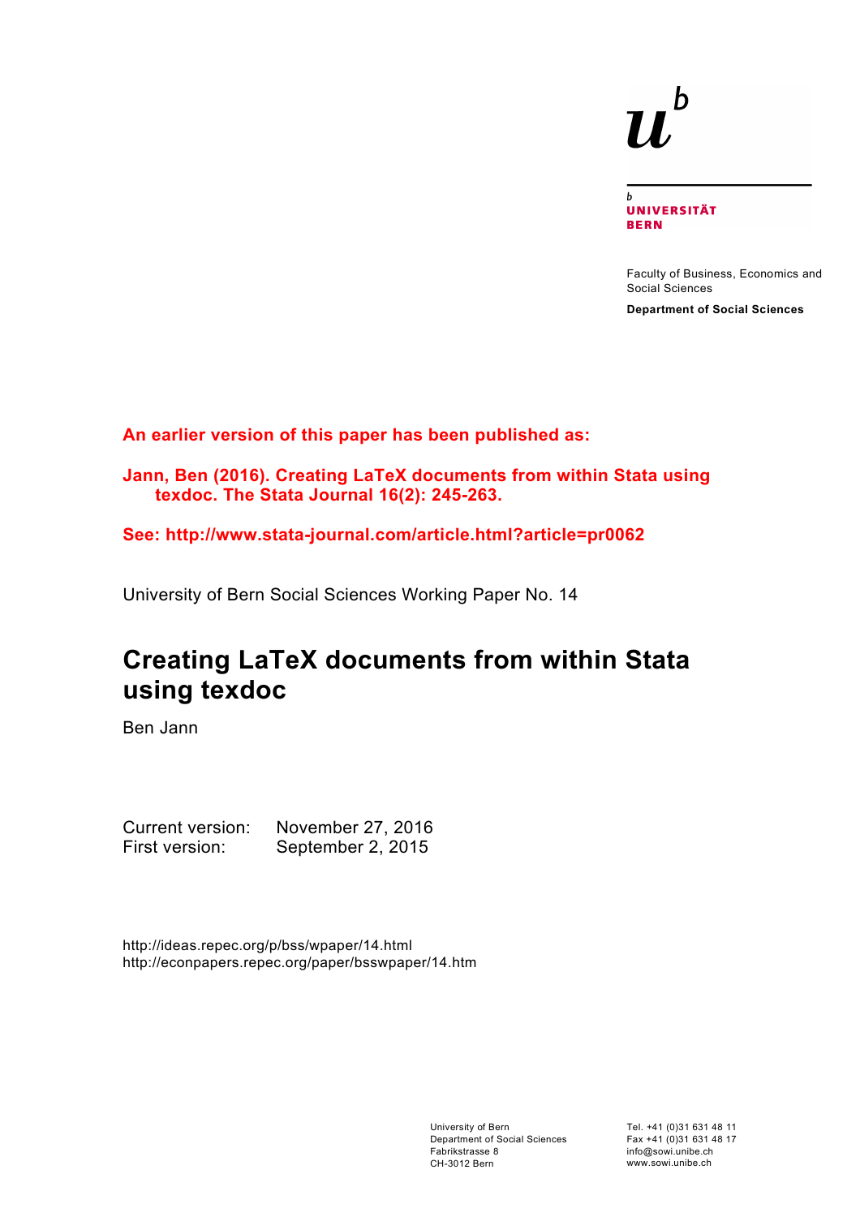$u^b$

UNIVERSITÄT
BERN

Faculty of Business, Economics and Social Sciences

**Department of Social Sciences**

**An earlier version of this paper has been published as:**

**Jann, Ben (2016). Creating LaTeX documents from within Stata using texdoc. The Stata Journal 16(2): 245-263.**

**See: http://www.stata-journal.com/article.html?article=pr0062**

University of Bern Social Sciences Working Paper No. 14

# Creating LaTeX documents from within Stata using texdoc

Ben Jann

Current version: November 27, 2016
First version: September 2, 2015

http://ideas.repec.org/p/bss/wpaper/14.html
http://econpapers.repec.org/paper/bsswpaper/14.htm

University of Bern
Department of Social Sciences
Fabrikstrasse 8
CH-3012 Bern

Tel. +41 (0)31 631 48 11
Fax +41 (0)31 631 48 17
info@sowi.unibe.ch
www.sowi.unibe.ch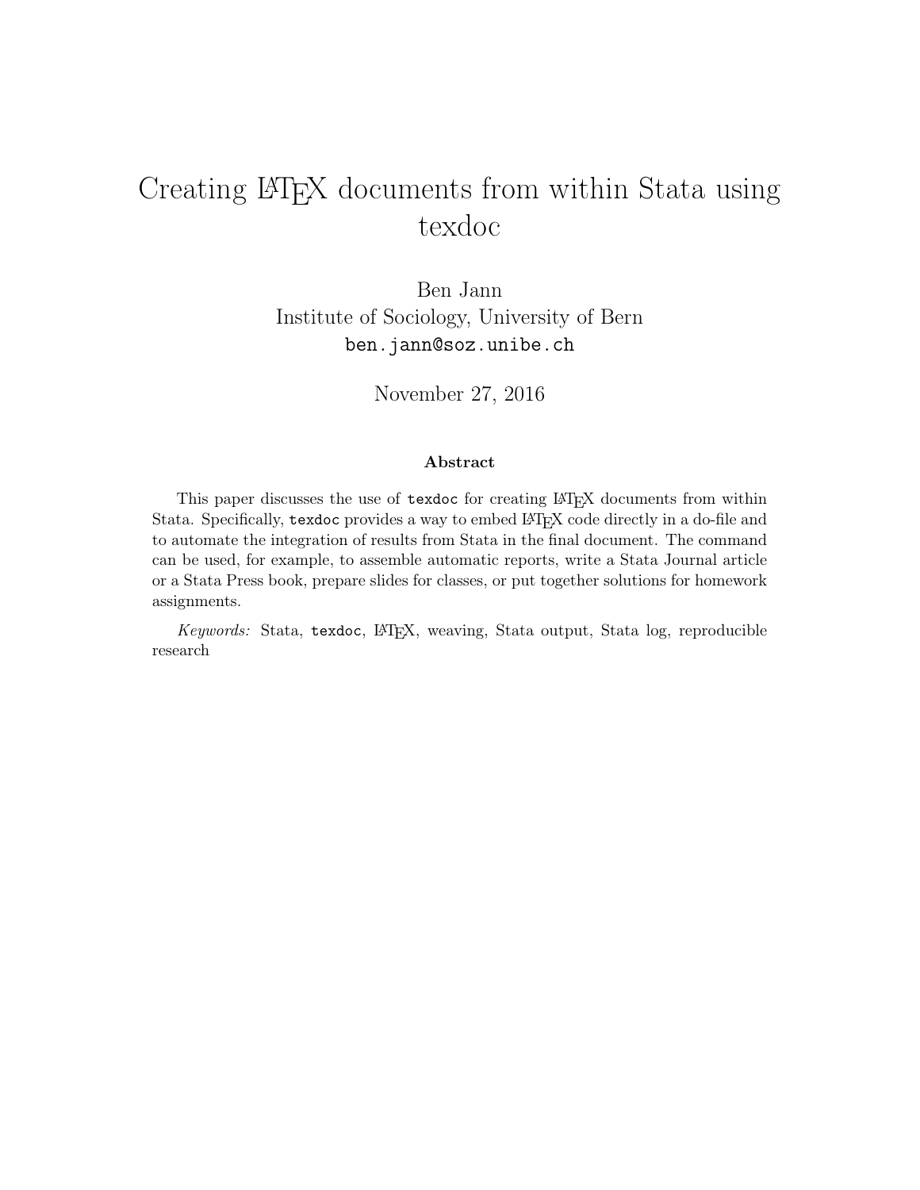# Creating LaTeX documents from within Stata using texdoc

Ben Jann
Institute of Sociology, University of Bern
`ben.jann@soz.unibe.ch`

November 27, 2016

### Abstract

This paper discusses the use of `texdoc` for creating LaTeX documents from within Stata. Specifically, `texdoc` provides a way to embed LaTeX code directly in a do-file and to automate the integration of results from Stata in the final document. The command can be used, for example, to assemble automatic reports, write a Stata Journal article or a Stata Press book, prepare slides for classes, or put together solutions for homework assignments.

*Keywords:* Stata, `texdoc`, LaTeX, weaving, Stata output, Stata log, reproducible research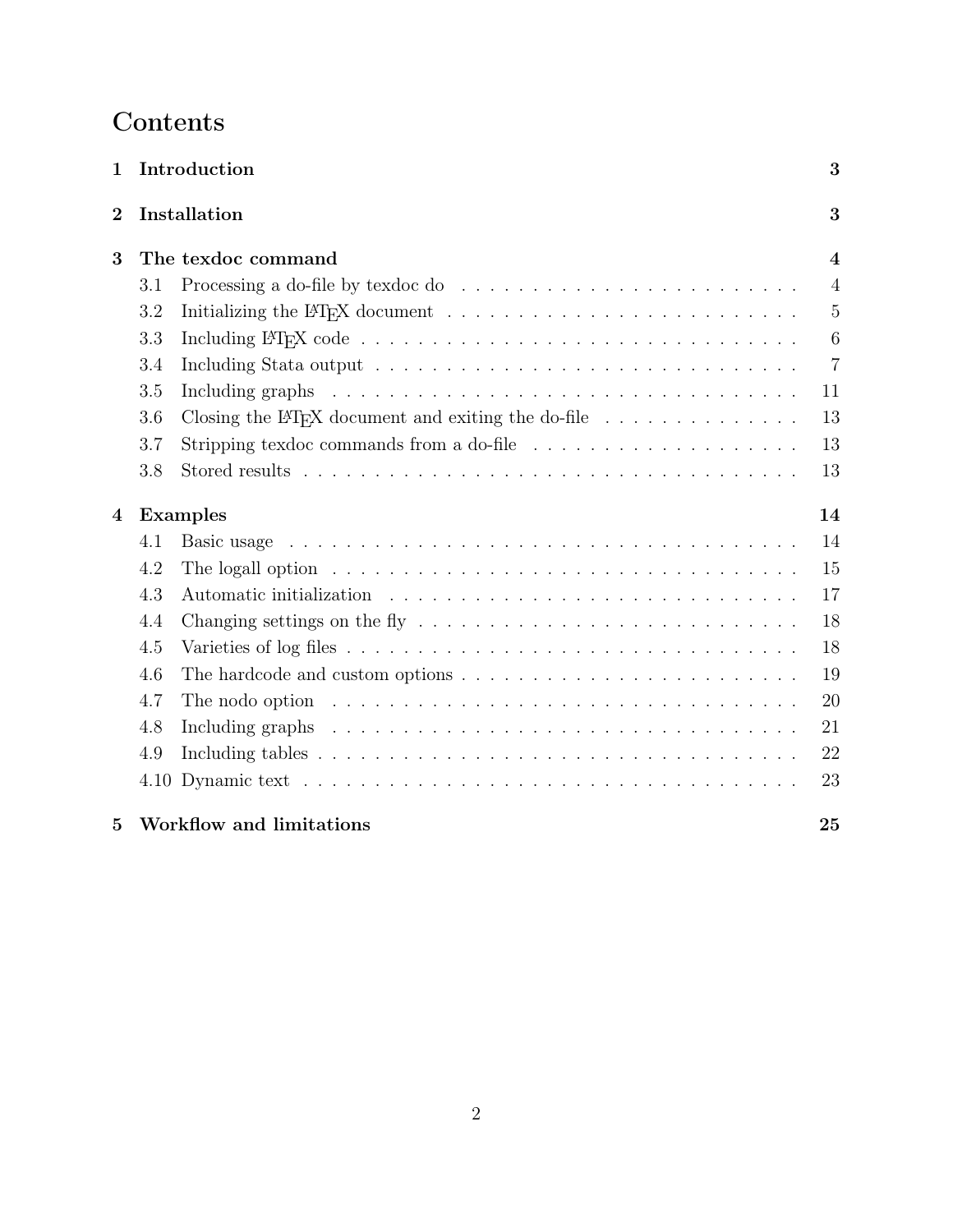# Contents

**1 Introduction** **3**

**2 Installation** **3**

**3 The texdoc command** **4**

- 3.1 Processing a do-file by texdoc do . . . . . 4
- 3.2 Initializing the LaTeX document . . . . . 5
- 3.3 Including LaTeX code . . . . . 6
- 3.4 Including Stata output . . . . . 7
- 3.5 Including graphs . . . . . 11
- 3.6 Closing the LaTeX document and exiting the do-file . . . . . 13
- 3.7 Stripping texdoc commands from a do-file . . . . . 13
- 3.8 Stored results . . . . . 13

**4 Examples** **14**

- 4.1 Basic usage . . . . . 14
- 4.2 The logall option . . . . . 15
- 4.3 Automatic initialization . . . . . 17
- 4.4 Changing settings on the fly . . . . . 18
- 4.5 Varieties of log files . . . . . 18
- 4.6 The hardcode and custom options . . . . . 19
- 4.7 The nodo option . . . . . 20
- 4.8 Including graphs . . . . . 21
- 4.9 Including tables . . . . . 22
- 4.10 Dynamic text . . . . . 23

**5 Workflow and limitations** **25**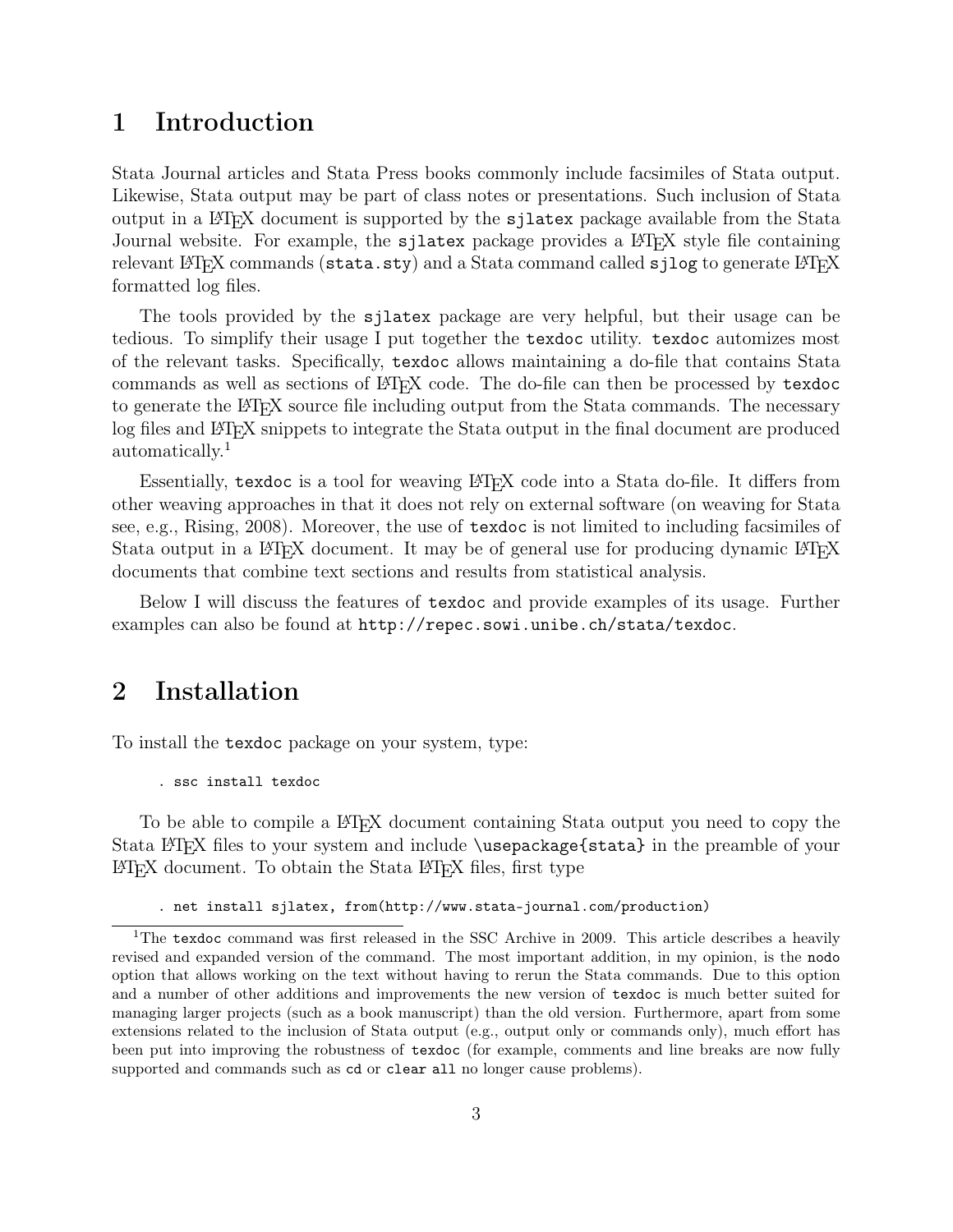## 1 Introduction

Stata Journal articles and Stata Press books commonly include facsimiles of Stata output. Likewise, Stata output may be part of class notes or presentations. Such inclusion of Stata output in a LaTeX document is supported by the `sjlatex` package available from the Stata Journal website. For example, the `sjlatex` package provides a LaTeX style file containing relevant LaTeX commands (`stata.sty`) and a Stata command called `sjlog` to generate LaTeX formatted log files.

The tools provided by the `sjlatex` package are very helpful, but their usage can be tedious. To simplify their usage I put together the `texdoc` utility. `texdoc` automizes most of the relevant tasks. Specifically, `texdoc` allows maintaining a do-file that contains Stata commands as well as sections of LaTeX code. The do-file can then be processed by `texdoc` to generate the LaTeX source file including output from the Stata commands. The necessary log files and LaTeX snippets to integrate the Stata output in the final document are produced automatically.[1]

Essentially, `texdoc` is a tool for weaving LaTeX code into a Stata do-file. It differs from other weaving approaches in that it does not rely on external software (on weaving for Stata see, e.g., Rising, 2008). Moreover, the use of `texdoc` is not limited to including facsimiles of Stata output in a LaTeX document. It may be of general use for producing dynamic LaTeX documents that combine text sections and results from statistical analysis.

Below I will discuss the features of `texdoc` and provide examples of its usage. Further examples can also be found at `http://repec.sowi.unibe.ch/stata/texdoc`.

## 2 Installation

To install the `texdoc` package on your system, type:

```
. ssc install texdoc
```

To be able to compile a LaTeX document containing Stata output you need to copy the Stata LaTeX files to your system and include `\usepackage{stata}` in the preamble of your LaTeX document. To obtain the Stata LaTeX files, first type

```
. net install sjlatex, from(http://www.stata-journal.com/production)
```

[1] The `texdoc` command was first released in the SSC Archive in 2009. This article describes a heavily revised and expanded version of the command. The most important addition, in my opinion, is the `nodo` option that allows working on the text without having to rerun the Stata commands. Due to this option and a number of other additions and improvements the new version of `texdoc` is much better suited for managing larger projects (such as a book manuscript) than the old version. Furthermore, apart from some extensions related to the inclusion of Stata output (e.g., output only or commands only), much effort has been put into improving the robustness of `texdoc` (for example, comments and line breaks are now fully supported and commands such as `cd` or `clear all` no longer cause problems).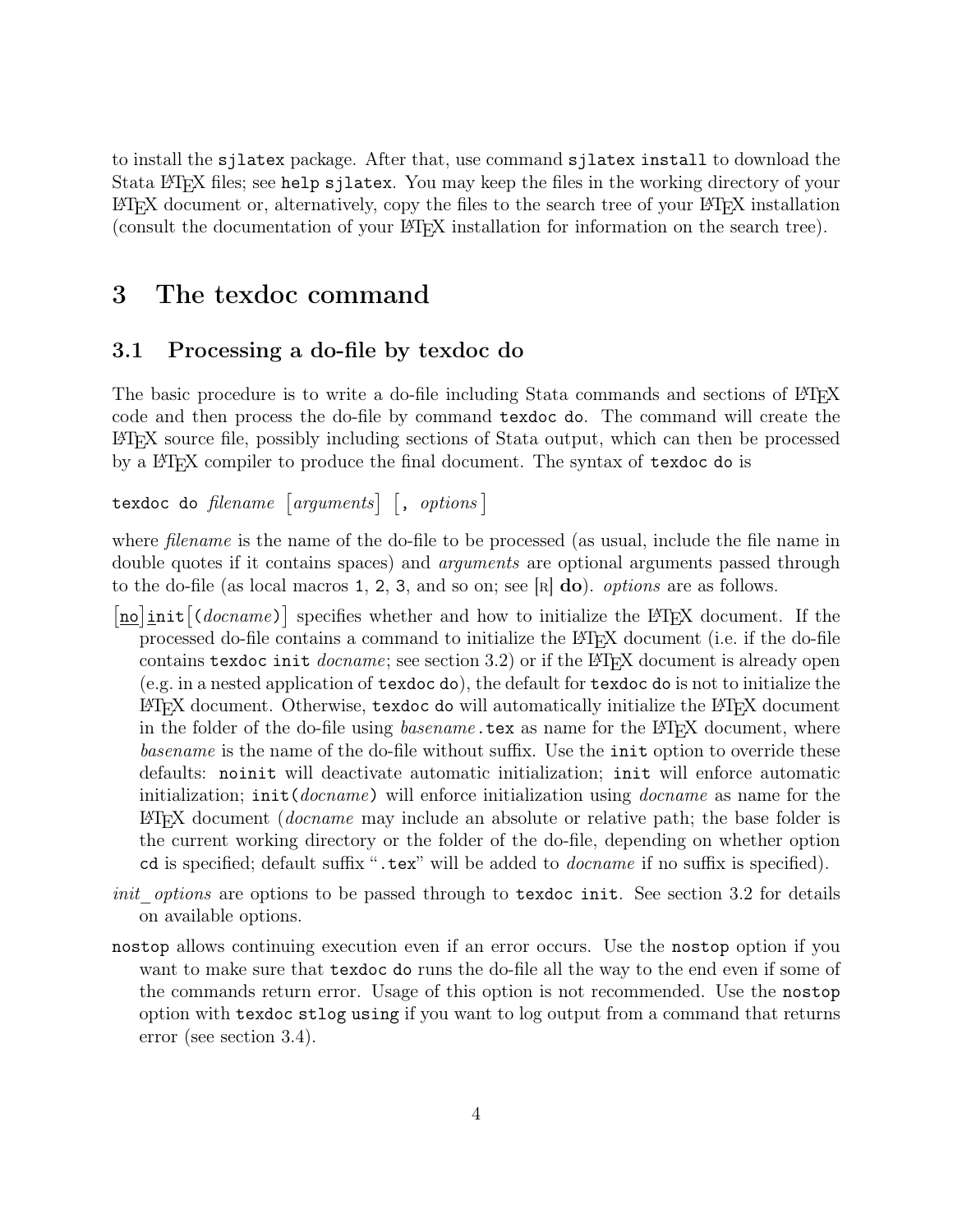to install the `sjlatex` package. After that, use command `sjlatex install` to download the Stata LaTeX files; see `help sjlatex`. You may keep the files in the working directory of your LaTeX document or, alternatively, copy the files to the search tree of your LaTeX installation (consult the documentation of your LaTeX installation for information on the search tree).

# 3 The texdoc command

## 3.1 Processing a do-file by texdoc do

The basic procedure is to write a do-file including Stata commands and sections of LaTeX code and then process the do-file by command `texdoc do`. The command will create the LaTeX source file, possibly including sections of Stata output, which can then be processed by a LaTeX compiler to produce the final document. The syntax of `texdoc do` is

`texdoc do` *filename* [*arguments*] [`,` *options*]

where *filename* is the name of the do-file to be processed (as usual, include the file name in double quotes if it contains spaces) and *arguments* are optional arguments passed through to the do-file (as local macros `1`, `2`, `3`, and so on; see [R] **do**). *options* are as follows.

[`no`]`init`[`(`*docname*`)`] specifies whether and how to initialize the LaTeX document. If the processed do-file contains a command to initialize the LaTeX document (i.e. if the do-file contains `texdoc init` *docname*; see section 3.2) or if the LaTeX document is already open (e.g. in a nested application of `texdoc do`), the default for `texdoc do` is not to initialize the LaTeX document. Otherwise, `texdoc do` will automatically initialize the LaTeX document in the folder of the do-file using *basename*`.tex` as name for the LaTeX document, where *basename* is the name of the do-file without suffix. Use the `init` option to override these defaults: `noinit` will deactivate automatic initialization; `init` will enforce automatic initialization; `init(`*docname*`)` will enforce initialization using *docname* as name for the LaTeX document (*docname* may include an absolute or relative path; the base folder is the current working directory or the folder of the do-file, depending on whether option `cd` is specified; default suffix "`.tex`" will be added to *docname* if no suffix is specified).

*init_options* are options to be passed through to `texdoc init`. See section 3.2 for details on available options.

`nostop` allows continuing execution even if an error occurs. Use the `nostop` option if you want to make sure that `texdoc do` runs the do-file all the way to the end even if some of the commands return error. Usage of this option is not recommended. Use the `nostop` option with `texdoc stlog using` if you want to log output from a command that returns error (see section 3.4).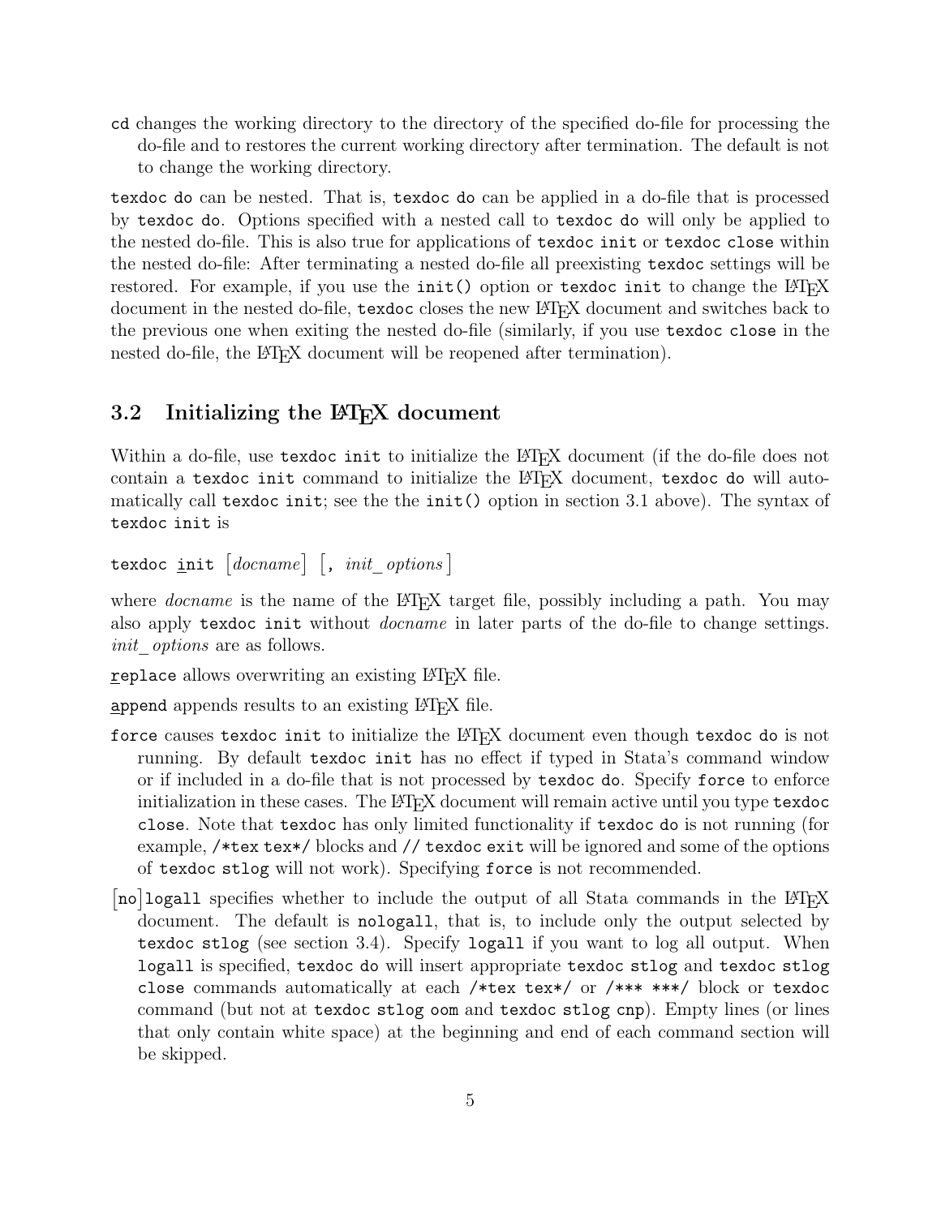`cd` changes the working directory to the directory of the specified do-file for processing the do-file and to restores the current working directory after termination. The default is not to change the working directory.

`texdoc do` can be nested. That is, `texdoc do` can be applied in a do-file that is processed by `texdoc do`. Options specified with a nested call to `texdoc do` will only be applied to the nested do-file. This is also true for applications of `texdoc init` or `texdoc close` within the nested do-file: After terminating a nested do-file all preexisting `texdoc` settings will be restored. For example, if you use the `init()` option or `texdoc init` to change the LaTeX document in the nested do-file, `texdoc` closes the new LaTeX document and switches back to the previous one when exiting the nested do-file (similarly, if you use `texdoc close` in the nested do-file, the LaTeX document will be reopened after termination).

## 3.2 Initializing the LaTeX document

Within a do-file, use `texdoc init` to initialize the LaTeX document (if the do-file does not contain a `texdoc init` command to initialize the LaTeX document, `texdoc do` will automatically call `texdoc init`; see the the `init()` option in section 3.1 above). The syntax of `texdoc init` is

`texdoc init` [*docname*] [, *init_options*]

where *docname* is the name of the LaTeX target file, possibly including a path. You may also apply `texdoc init` without *docname* in later parts of the do-file to change settings. *init_options* are as follows.

`replace` allows overwriting an existing LaTeX file.

`append` appends results to an existing LaTeX file.

`force` causes `texdoc init` to initialize the LaTeX document even though `texdoc do` is not running. By default `texdoc init` has no effect if typed in Stata's command window or if included in a do-file that is not processed by `texdoc do`. Specify `force` to enforce initialization in these cases. The LaTeX document will remain active until you type `texdoc close`. Note that `texdoc` has only limited functionality if `texdoc do` is not running (for example, `/*tex tex*/` blocks and `// texdoc exit` will be ignored and some of the options of `texdoc stlog` will not work). Specifying `force` is not recommended.

[`no`]`logall` specifies whether to include the output of all Stata commands in the LaTeX document. The default is `nologall`, that is, to include only the output selected by `texdoc stlog` (see section 3.4). Specify `logall` if you want to log all output. When `logall` is specified, `texdoc do` will insert appropriate `texdoc stlog` and `texdoc stlog close` commands automatically at each `/*tex tex*/` or `/*** ***/` block or `texdoc` command (but not at `texdoc stlog oom` and `texdoc stlog cnp`). Empty lines (or lines that only contain white space) at the beginning and end of each command section will be skipped.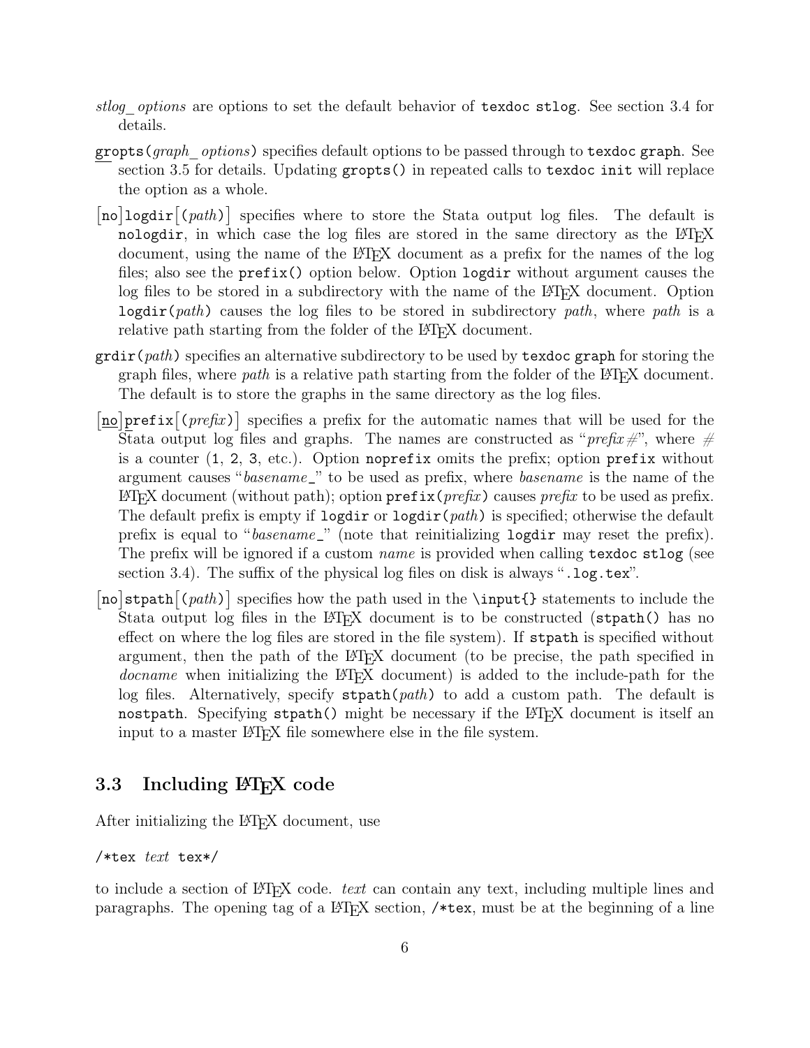*stlog_options* are options to set the default behavior of `texdoc stlog`. See section 3.4 for details.

`gropts(`*graph_options*`)` specifies default options to be passed through to `texdoc graph`. See section 3.5 for details. Updating `gropts()` in repeated calls to `texdoc init` will replace the option as a whole.

[`no`]`logdir`[`(`*path*`)`] specifies where to store the Stata output log files. The default is `nologdir`, in which case the log files are stored in the same directory as the LaTeX document, using the name of the LaTeX document as a prefix for the names of the log files; also see the `prefix()` option below. Option `logdir` without argument causes the log files to be stored in a subdirectory with the name of the LaTeX document. Option `logdir(`*path*`)` causes the log files to be stored in subdirectory *path*, where *path* is a relative path starting from the folder of the LaTeX document.

`grdir(`*path*`)` specifies an alternative subdirectory to be used by `texdoc graph` for storing the graph files, where *path* is a relative path starting from the folder of the LaTeX document. The default is to store the graphs in the same directory as the log files.

[`no`]`prefix`[`(`*prefix*`)`] specifies a prefix for the automatic names that will be used for the Stata output log files and graphs. The names are constructed as "*prefix*#", where # is a counter (`1`, `2`, `3`, etc.). Option `noprefix` omits the prefix; option `prefix` without argument causes "*basename*`_`" to be used as prefix, where *basename* is the name of the LaTeX document (without path); option `prefix(`*prefix*`)` causes *prefix* to be used as prefix. The default prefix is empty if `logdir` or `logdir(`*path*`)` is specified; otherwise the default prefix is equal to "*basename*`_`" (note that reinitializing `logdir` may reset the prefix). The prefix will be ignored if a custom *name* is provided when calling `texdoc stlog` (see section 3.4). The suffix of the physical log files on disk is always "`.log.tex`".

[`no`]`stpath`[`(`*path*`)`] specifies how the path used in the `\input{}` statements to include the Stata output log files in the LaTeX document is to be constructed (`stpath()` has no effect on where the log files are stored in the file system). If `stpath` is specified without argument, then the path of the LaTeX document (to be precise, the path specified in *docname* when initializing the LaTeX document) is added to the include-path for the log files. Alternatively, specify `stpath(`*path*`)` to add a custom path. The default is `nostpath`. Specifying `stpath()` might be necessary if the LaTeX document is itself an input to a master LaTeX file somewhere else in the file system.

## 3.3 Including LaTeX code

After initializing the LaTeX document, use

`/*tex` *text* `tex*/`

to include a section of LaTeX code. *text* can contain any text, including multiple lines and paragraphs. The opening tag of a LaTeX section, `/*tex`, must be at the beginning of a line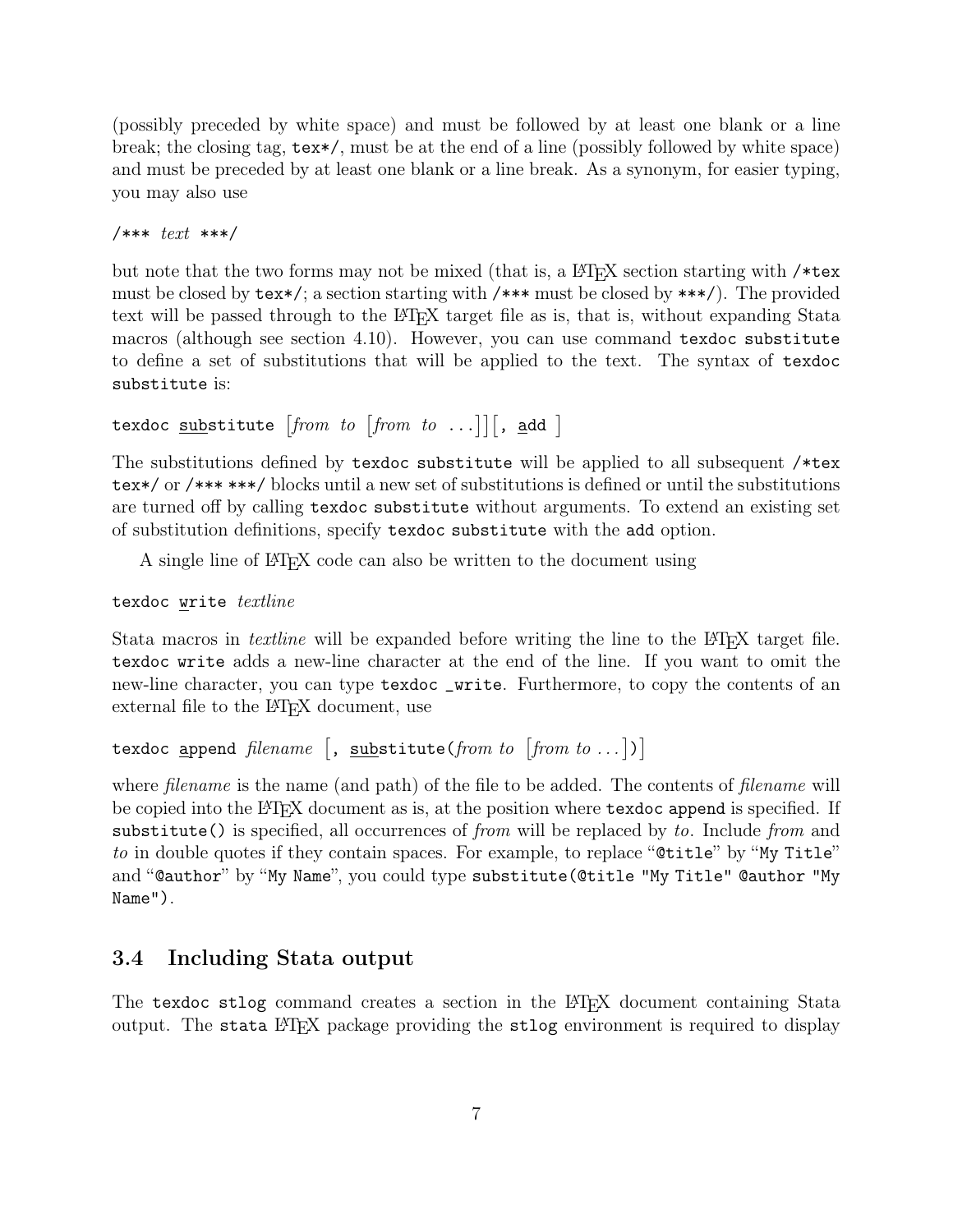(possibly preceded by white space) and must be followed by at least one blank or a line break; the closing tag, `tex*/`, must be at the end of a line (possibly followed by white space) and must be preceded by at least one blank or a line break. As a synonym, for easier typing, you may also use

`/***` *text* `***/`

but note that the two forms may not be mixed (that is, a LaTeX section starting with `/*tex` must be closed by `tex*/`; a section starting with `/***` must be closed by `***/`). The provided text will be passed through to the LaTeX target file as is, that is, without expanding Stata macros (although see section 4.10). However, you can use command `texdoc substitute` to define a set of substitutions that will be applied to the text. The syntax of `texdoc substitute` is:

`texdoc substitute` [*from to* [*from to* ...]] [`, add` ]

The substitutions defined by `texdoc substitute` will be applied to all subsequent `/*tex tex*/` or `/*** ***/` blocks until a new set of substitutions is defined or until the substitutions are turned off by calling `texdoc substitute` without arguments. To extend an existing set of substitution definitions, specify `texdoc substitute` with the `add` option.

A single line of LaTeX code can also be written to the document using

`texdoc write` *textline*

Stata macros in *textline* will be expanded before writing the line to the LaTeX target file. `texdoc write` adds a new-line character at the end of the line. If you want to omit the new-line character, you can type `texdoc _write`. Furthermore, to copy the contents of an external file to the LaTeX document, use

`texdoc append` *filename* [`, substitute(`*from to* [*from to* ...]`)`]

where *filename* is the name (and path) of the file to be added. The contents of *filename* will be copied into the LaTeX document as is, at the position where `texdoc append` is specified. If `substitute()` is specified, all occurrences of *from* will be replaced by *to*. Include *from* and *to* in double quotes if they contain spaces. For example, to replace "`@title`" by "`My Title`" and "`@author`" by "`My Name`", you could type `substitute(@title "My Title" @author "My Name")`.

## 3.4 Including Stata output

The `texdoc stlog` command creates a section in the LaTeX document containing Stata output. The `stata` LaTeX package providing the `stlog` environment is required to display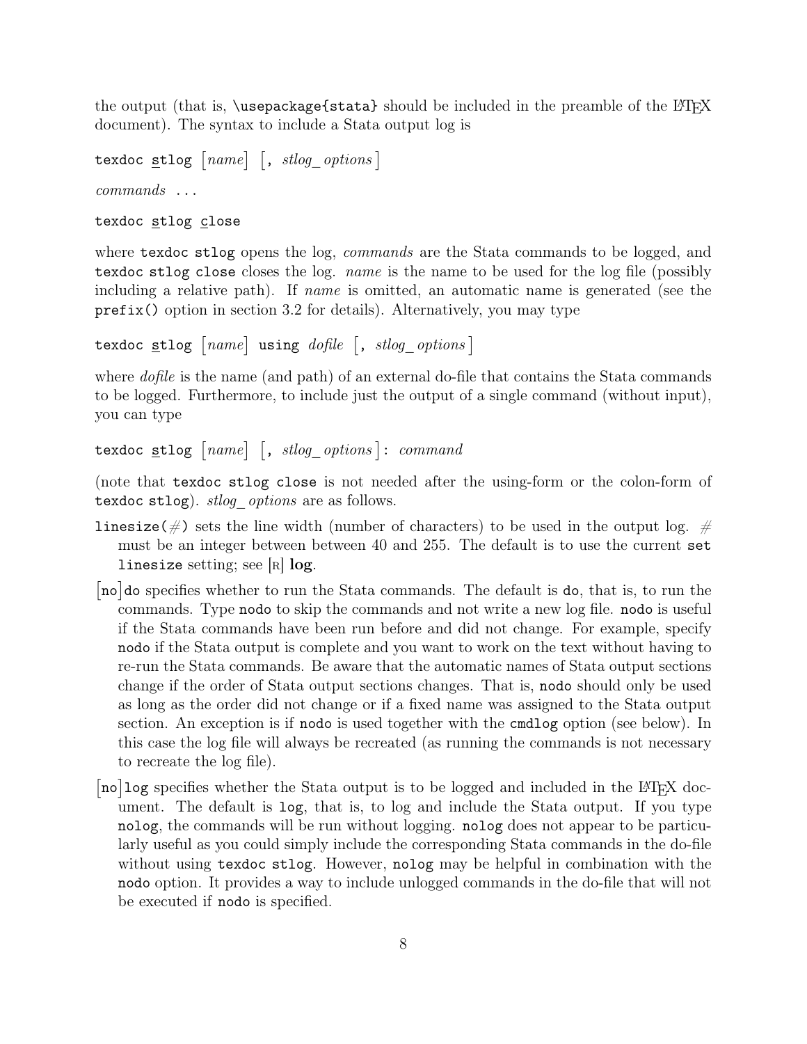the output (that is, `\usepackage{stata}` should be included in the preamble of the LaTeX document). The syntax to include a Stata output log is

`texdoc stlog` [*name*] [, *stlog_options*]

*commands* ...

`texdoc stlog close`

where `texdoc stlog` opens the log, *commands* are the Stata commands to be logged, and `texdoc stlog close` closes the log. *name* is the name to be used for the log file (possibly including a relative path). If *name* is omitted, an automatic name is generated (see the `prefix()` option in section 3.2 for details). Alternatively, you may type

`texdoc stlog` [*name*] `using` *dofile* [, *stlog_options*]

where *dofile* is the name (and path) of an external do-file that contains the Stata commands to be logged. Furthermore, to include just the output of a single command (without input), you can type

`texdoc stlog` [*name*] [, *stlog_options*]: *command*

(note that `texdoc stlog close` is not needed after the using-form or the colon-form of `texdoc stlog`). *stlog_options* are as follows.

`linesize(#)` sets the line width (number of characters) to be used in the output log. # must be an integer between between 40 and 255. The default is to use the current `set linesize` setting; see [R] **log**.

[`no`]`do` specifies whether to run the Stata commands. The default is `do`, that is, to run the commands. Type `nodo` to skip the commands and not write a new log file. `nodo` is useful if the Stata commands have been run before and did not change. For example, specify `nodo` if the Stata output is complete and you want to work on the text without having to re-run the Stata commands. Be aware that the automatic names of Stata output sections change if the order of Stata output sections changes. That is, `nodo` should only be used as long as the order did not change or if a fixed name was assigned to the Stata output section. An exception is if `nodo` is used together with the `cmdlog` option (see below). In this case the log file will always be recreated (as running the commands is not necessary to recreate the log file).

[`no`]`log` specifies whether the Stata output is to be logged and included in the LaTeX document. The default is `log`, that is, to log and include the Stata output. If you type `nolog`, the commands will be run without logging. `nolog` does not appear to be particularly useful as you could simply include the corresponding Stata commands in the do-file without using `texdoc stlog`. However, `nolog` may be helpful in combination with the `nodo` option. It provides a way to include unlogged commands in the do-file that will not be executed if `nodo` is specified.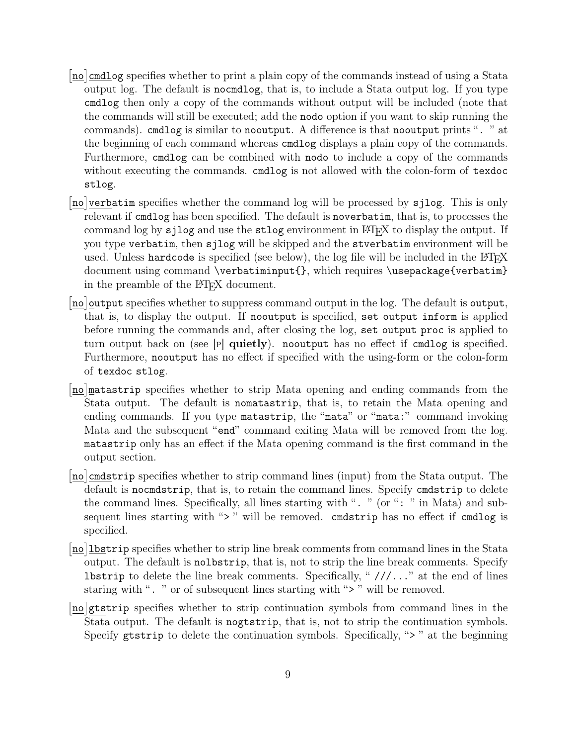[no]cmdlog specifies whether to print a plain copy of the commands instead of using a Stata output log. The default is `nocmdlog`, that is, to include a Stata output log. If you type `cmdlog` then only a copy of the commands without output will be included (note that the commands will still be executed; add the `nodo` option if you want to skip running the commands). `cmdlog` is similar to `nooutput`. A difference is that `nooutput` prints "`. `" at the beginning of each command whereas `cmdlog` displays a plain copy of the commands. Furthermore, `cmdlog` can be combined with `nodo` to include a copy of the commands without executing the commands. `cmdlog` is not allowed with the colon-form of `texdoc stlog`.

[no]verbatim specifies whether the command log will be processed by `sjlog`. This is only relevant if `cmdlog` has been specified. The default is `noverbatim`, that is, to processes the command log by `sjlog` and use the `stlog` environment in LaTeX to display the output. If you type `verbatim`, then `sjlog` will be skipped and the `stverbatim` environment will be used. Unless `hardcode` is specified (see below), the log file will be included in the LaTeX document using command `\verbatiminput{}`, which requires `\usepackage{verbatim}` in the preamble of the LaTeX document.

[no]output specifies whether to suppress command output in the log. The default is `output`, that is, to display the output. If `nooutput` is specified, `set output inform` is applied before running the commands and, after closing the log, `set output proc` is applied to turn output back on (see [P] **quietly**). `nooutput` has no effect if `cmdlog` is specified. Furthermore, `nooutput` has no effect if specified with the using-form or the colon-form of `texdoc stlog`.

[no]matastrip specifies whether to strip Mata opening and ending commands from the Stata output. The default is `nomatastrip`, that is, to retain the Mata opening and ending commands. If you type `matastrip`, the "`mata`" or "`mata:`" command invoking Mata and the subsequent "`end`" command exiting Mata will be removed from the log. `matastrip` only has an effect if the Mata opening command is the first command in the output section.

[no]cmdstrip specifies whether to strip command lines (input) from the Stata output. The default is `nocmdstrip`, that is, to retain the command lines. Specify `cmdstrip` to delete the command lines. Specifically, all lines starting with "`. `" (or "`: `" in Mata) and subsequent lines starting with "`> `" will be removed. `cmdstrip` has no effect if `cmdlog` is specified.

[no]lbstrip specifies whether to strip line break comments from command lines in the Stata output. The default is `nolbstrip`, that is, not to strip the line break comments. Specify `lbstrip` to delete the line break comments. Specifically, "` ///...`" at the end of lines staring with "`. `" or of subsequent lines starting with "`> `" will be removed.

[no]gtstrip specifies whether to strip continuation symbols from command lines in the Stata output. The default is `nogtstrip`, that is, not to strip the continuation symbols. Specify `gtstrip` to delete the continuation symbols. Specifically, "`> `" at the beginning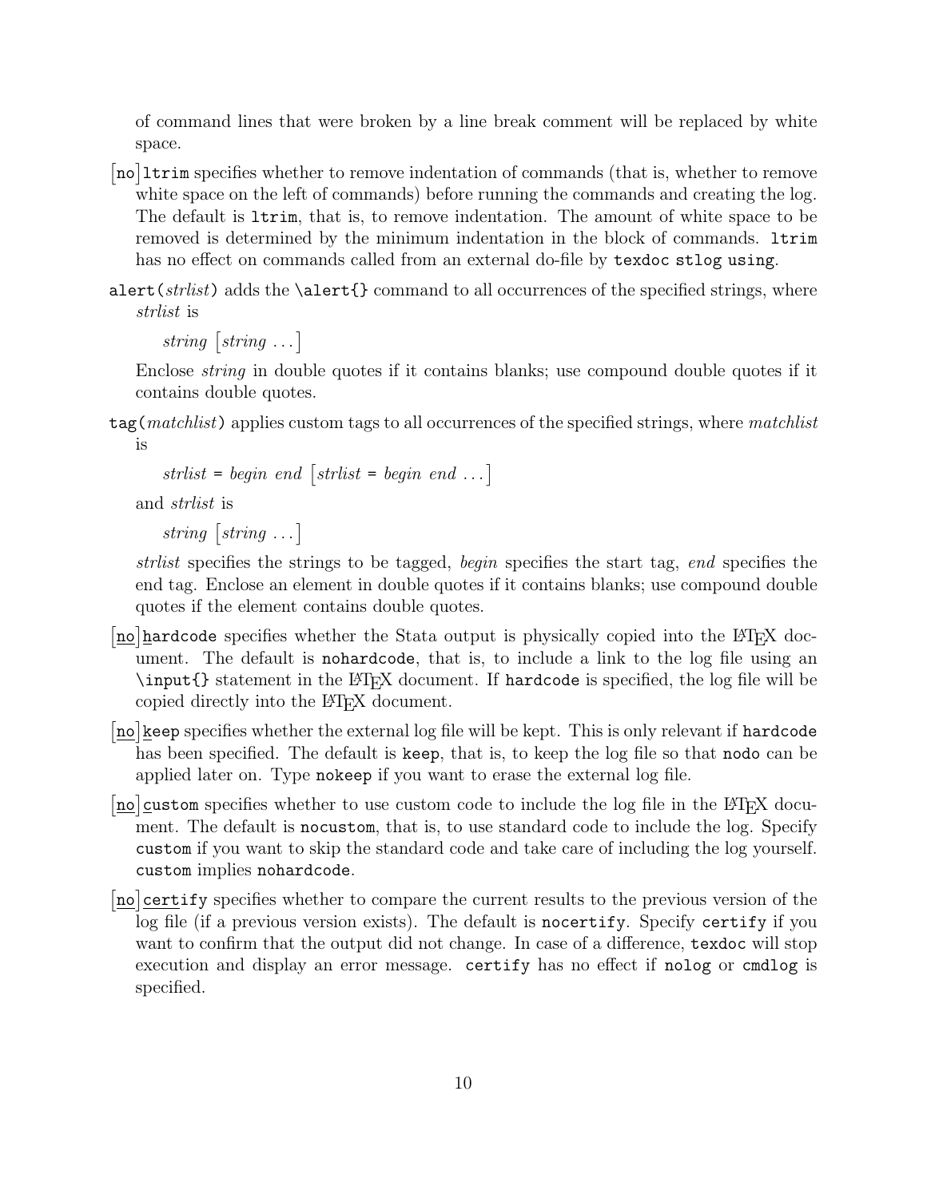of command lines that were broken by a line break comment will be replaced by white space.

[no]ltrim specifies whether to remove indentation of commands (that is, whether to remove white space on the left of commands) before running the commands and creating the log. The default is `ltrim`, that is, to remove indentation. The amount of white space to be removed is determined by the minimum indentation in the block of commands. `ltrim` has no effect on commands called from an external do-file by `texdoc stlog using`.

`alert(`*strlist*`)` adds the `\alert{}` command to all occurrences of the specified strings, where *strlist* is

> *string* [*string* ...]

Enclose *string* in double quotes if it contains blanks; use compound double quotes if it contains double quotes.

`tag(`*matchlist*`)` applies custom tags to all occurrences of the specified strings, where *matchlist* is

> *strlist* = *begin* *end* [*strlist* = *begin* *end* ...]

and *strlist* is

> *string* [*string* ...]

*strlist* specifies the strings to be tagged, *begin* specifies the start tag, *end* specifies the end tag. Enclose an element in double quotes if it contains blanks; use compound double quotes if the element contains double quotes.

[no]hardcode specifies whether the Stata output is physically copied into the LaTeX document. The default is `nohardcode`, that is, to include a link to the log file using an `\input{}` statement in the LaTeX document. If `hardcode` is specified, the log file will be copied directly into the LaTeX document.

[no]keep specifies whether the external log file will be kept. This is only relevant if `hardcode` has been specified. The default is `keep`, that is, to keep the log file so that `nodo` can be applied later on. Type `nokeep` if you want to erase the external log file.

[no]custom specifies whether to use custom code to include the log file in the LaTeX document. The default is `nocustom`, that is, to use standard code to include the log. Specify `custom` if you want to skip the standard code and take care of including the log yourself. `custom` implies `nohardcode`.

[no]certify specifies whether to compare the current results to the previous version of the log file (if a previous version exists). The default is `nocertify`. Specify `certify` if you want to confirm that the output did not change. In case of a difference, `texdoc` will stop execution and display an error message. `certify` has no effect if `nolog` or `cmdlog` is specified.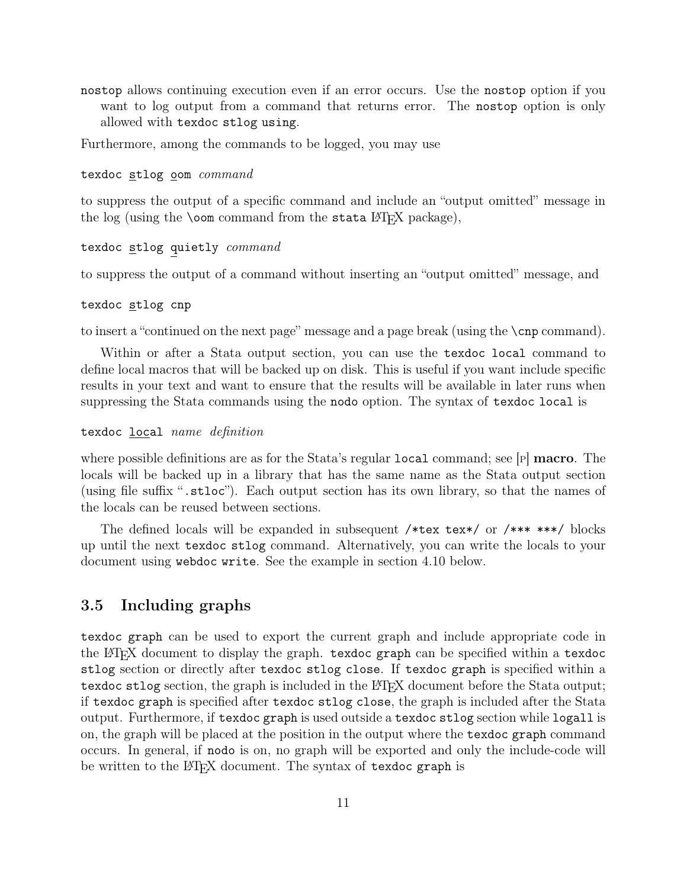nostop allows continuing execution even if an error occurs. Use the nostop option if you want to log output from a command that returns error. The nostop option is only allowed with texdoc stlog using.

Furthermore, among the commands to be logged, you may use

```
texdoc stlog oom command
```

to suppress the output of a specific command and include an "output omitted" message in the log (using the \oom command from the stata LaTeX package),

```
texdoc stlog quietly command
```

to suppress the output of a command without inserting an "output omitted" message, and

```
texdoc stlog cnp
```

to insert a "continued on the next page" message and a page break (using the \cnp command).

Within or after a Stata output section, you can use the texdoc local command to define local macros that will be backed up on disk. This is useful if you want include specific results in your text and want to ensure that the results will be available in later runs when suppressing the Stata commands using the nodo option. The syntax of texdoc local is

```
texdoc local name definition
```

where possible definitions are as for the Stata's regular local command; see [P] **macro**. The locals will be backed up in a library that has the same name as the Stata output section (using file suffix ".stloc"). Each output section has its own library, so that the names of the locals can be reused between sections.

The defined locals will be expanded in subsequent /*tex tex*/ or /*** ***/ blocks up until the next texdoc stlog command. Alternatively, you can write the locals to your document using webdoc write. See the example in section 4.10 below.

## 3.5 Including graphs

texdoc graph can be used to export the current graph and include appropriate code in the LaTeX document to display the graph. texdoc graph can be specified within a texdoc stlog section or directly after texdoc stlog close. If texdoc graph is specified within a texdoc stlog section, the graph is included in the LaTeX document before the Stata output; if texdoc graph is specified after texdoc stlog close, the graph is included after the Stata output. Furthermore, if texdoc graph is used outside a texdoc stlog section while logall is on, the graph will be placed at the position in the output where the texdoc graph command occurs. In general, if nodo is on, no graph will be exported and only the include-code will be written to the LaTeX document. The syntax of texdoc graph is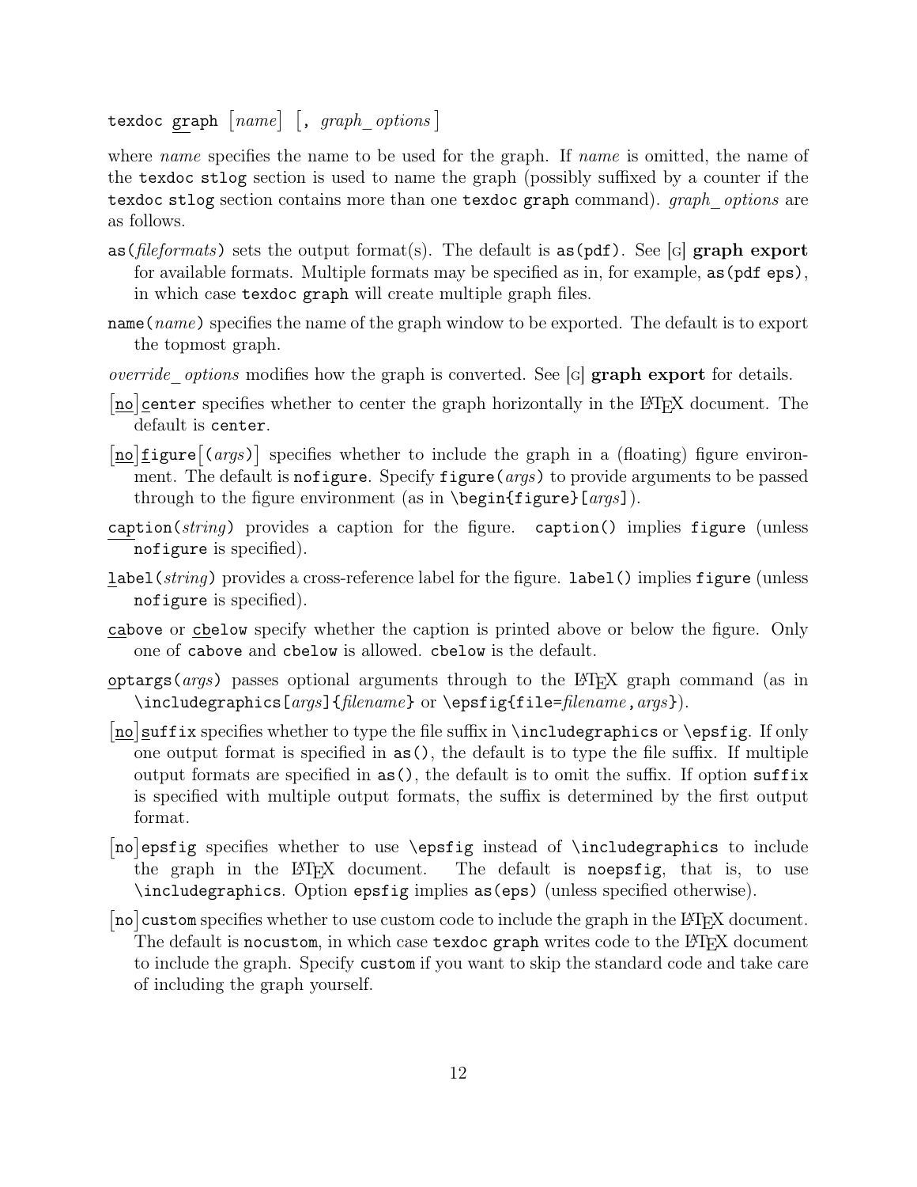`texdoc graph` [*name*] [, *graph_options*]

where *name* specifies the name to be used for the graph. If *name* is omitted, the name of the `texdoc stlog` section is used to name the graph (possibly suffixed by a counter if the `texdoc stlog` section contains more than one `texdoc graph` command). *graph_options* are as follows.

`as(`*fileformats*`)` sets the output format(s). The default is `as(pdf)`. See [G] **graph export** for available formats. Multiple formats may be specified as in, for example, `as(pdf eps)`, in which case `texdoc graph` will create multiple graph files.

`name(`*name*`)` specifies the name of the graph window to be exported. The default is to export the topmost graph.

*override_options* modifies how the graph is converted. See [G] **graph export** for details.

[`no`]`center` specifies whether to center the graph horizontally in the LaTeX document. The default is `center`.

[`no`]`figure`[`(`*args*`)`] specifies whether to include the graph in a (floating) figure environment. The default is `nofigure`. Specify `figure(`*args*`)` to provide arguments to be passed through to the figure environment (as in `\begin{figure}[`*args*`]`).

`caption(`*string*`)` provides a caption for the figure. `caption()` implies `figure` (unless `nofigure` is specified).

`label(`*string*`)` provides a cross-reference label for the figure. `label()` implies `figure` (unless `nofigure` is specified).

`cabove` or `cbelow` specify whether the caption is printed above or below the figure. Only one of `cabove` and `cbelow` is allowed. `cbelow` is the default.

`optargs(`*args*`)` passes optional arguments through to the LaTeX graph command (as in `\includegraphics[`*args*`]{`*filename*`}` or `\epsfig{file=`*filename*`,`*args*`}`).

[`no`]`suffix` specifies whether to type the file suffix in `\includegraphics` or `\epsfig`. If only one output format is specified in `as()`, the default is to type the file suffix. If multiple output formats are specified in `as()`, the default is to omit the suffix. If option `suffix` is specified with multiple output formats, the suffix is determined by the first output format.

[`no`]`epsfig` specifies whether to use `\epsfig` instead of `\includegraphics` to include the graph in the LaTeX document. The default is `noepsfig`, that is, to use `\includegraphics`. Option `epsfig` implies `as(eps)` (unless specified otherwise).

[`no`]`custom` specifies whether to use custom code to include the graph in the LaTeX document. The default is `nocustom`, in which case `texdoc graph` writes code to the LaTeX document to include the graph. Specify `custom` if you want to skip the standard code and take care of including the graph yourself.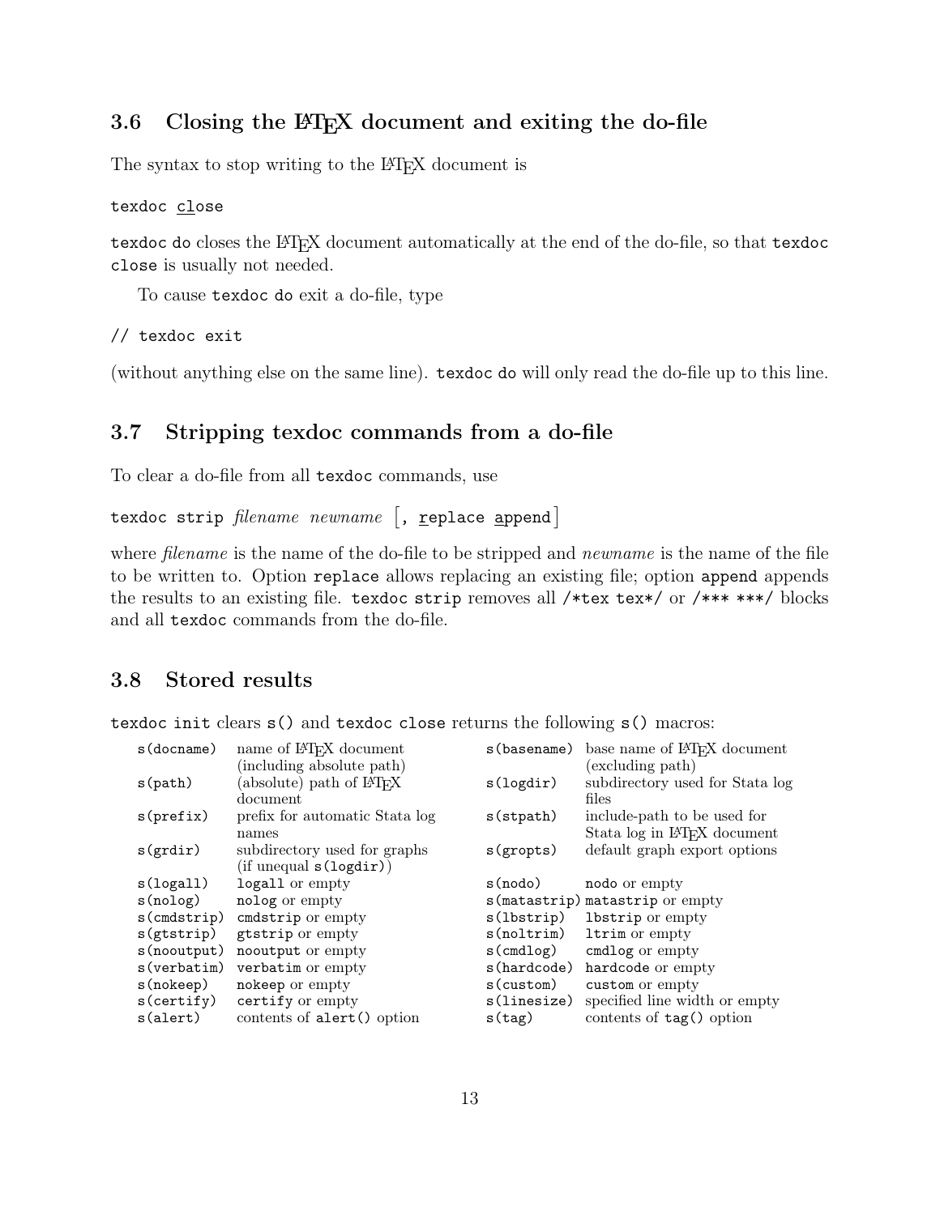## 3.6 Closing the LaTeX document and exiting the do-file

The syntax to stop writing to the LaTeX document is

```
texdoc close
```

`texdoc do` closes the LaTeX document automatically at the end of the do-file, so that `texdoc close` is usually not needed.

To cause `texdoc do` exit a do-file, type

```
// texdoc exit
```

(without anything else on the same line). `texdoc do` will only read the do-file up to this line.

## 3.7 Stripping texdoc commands from a do-file

To clear a do-file from all `texdoc` commands, use

`texdoc strip` *filename newname* [, `replace append`]

where *filename* is the name of the do-file to be stripped and *newname* is the name of the file to be written to. Option `replace` allows replacing an existing file; option `append` appends the results to an existing file. `texdoc strip` removes all `/*tex tex*/` or `/*** ***/` blocks and all `texdoc` commands from the do-file.

## 3.8 Stored results

`texdoc init` clears `s()` and `texdoc close` returns the following `s()` macros:

| | | | |
|---|---|---|---|
| `s(docname)` | name of LaTeX document (including absolute path) | `s(basename)` | base name of LaTeX document (excluding path) |
| `s(path)` | (absolute) path of LaTeX document | `s(logdir)` | subdirectory used for Stata log files |
| `s(prefix)` | prefix for automatic Stata log names | `s(stpath)` | include-path to be used for Stata log in LaTeX document |
| `s(grdir)` | subdirectory used for graphs (if unequal `s(logdir)`) | `s(gropts)` | default graph export options |
| `s(logall)` | `logall` or empty | `s(nodo)` | `nodo` or empty |
| `s(nolog)` | `nolog` or empty | `s(matastrip)` | `matastrip` or empty |
| `s(cmdstrip)` | `cmdstrip` or empty | `s(lbstrip)` | `lbstrip` or empty |
| `s(gtstrip)` | `gtstrip` or empty | `s(noltrim)` | `ltrim` or empty |
| `s(nooutput)` | `nooutput` or empty | `s(cmdlog)` | `cmdlog` or empty |
| `s(verbatim)` | `verbatim` or empty | `s(hardcode)` | `hardcode` or empty |
| `s(nokeep)` | `nokeep` or empty | `s(custom)` | `custom` or empty |
| `s(certify)` | `certify` or empty | `s(linesize)` | specified line width or empty |
| `s(alert)` | contents of `alert()` option | `s(tag)` | contents of `tag()` option |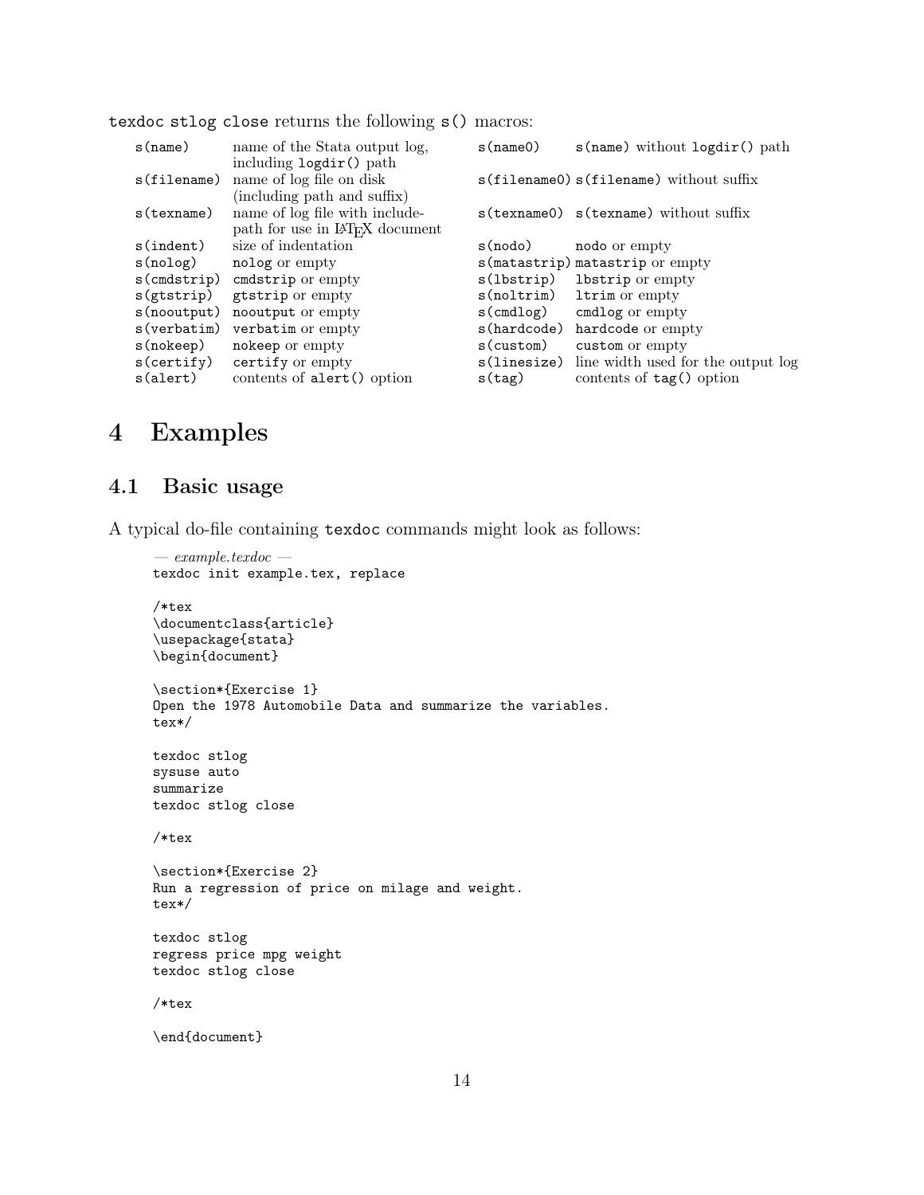`texdoc stlog close` returns the following `s()` macros:

| | | | |
|---|---|---|---|
| `s(name)` | name of the Stata output log, including `logdir()` path | `s(name0)` | `s(name)` without `logdir()` path |
| `s(filename)` | name of log file on disk (including path and suffix) | `s(filename0)` | `s(filename)` without suffix |
| `s(texname)` | name of log file with include-path for use in LaTeX document | `s(texname0)` | `s(texname)` without suffix |
| `s(indent)` | size of indentation | `s(nodo)` | `nodo` or empty |
| `s(nolog)` | `nolog` or empty | `s(matastrip)` | `matastrip` or empty |
| `s(cmdstrip)` | `cmdstrip` or empty | `s(lbstrip)` | `lbstrip` or empty |
| `s(gtstrip)` | `gtstrip` or empty | `s(noltrim)` | `ltrim` or empty |
| `s(nooutput)` | `nooutput` or empty | `s(cmdlog)` | `cmdlog` or empty |
| `s(verbatim)` | `verbatim` or empty | `s(hardcode)` | `hardcode` or empty |
| `s(nokeep)` | `nokeep` or empty | `s(custom)` | `custom` or empty |
| `s(certify)` | `certify` or empty | `s(linesize)` | line width used for the output log |
| `s(alert)` | contents of `alert()` option | `s(tag)` | contents of `tag()` option |

# 4 Examples

## 4.1 Basic usage

A typical do-file containing `texdoc` commands might look as follows:

```
— example.texdoc —
texdoc init example.tex, replace

/*tex
\documentclass{article}
\usepackage{stata}
\begin{document}

\section*{Exercise 1}
Open the 1978 Automobile Data and summarize the variables.
tex*/

texdoc stlog
sysuse auto
summarize
texdoc stlog close

/*tex

\section*{Exercise 2}
Run a regression of price on milage and weight.
tex*/

texdoc stlog
regress price mpg weight
texdoc stlog close

/*tex

\end{document}
```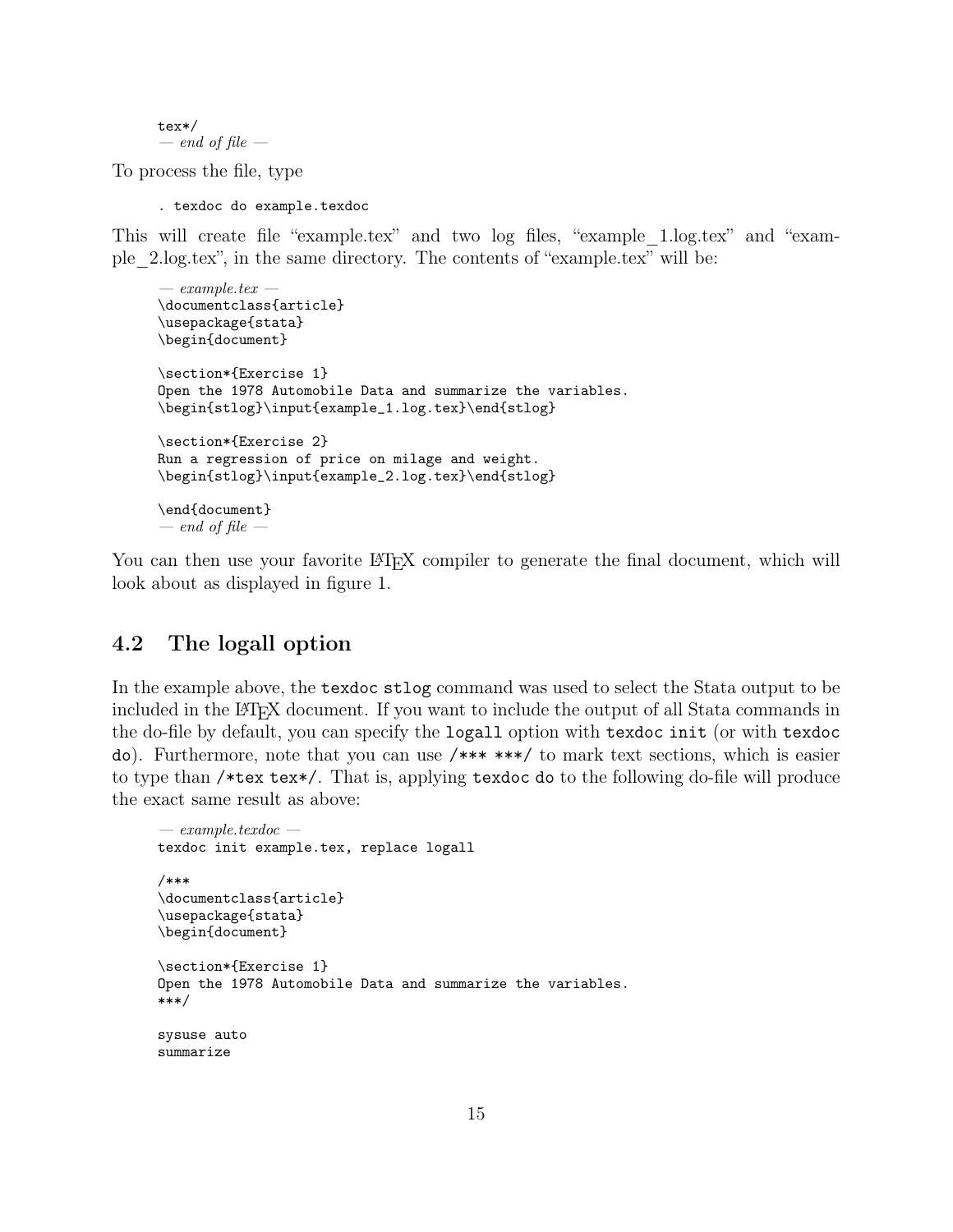```
tex*/
```
*— end of file —*

To process the file, type

```
. texdoc do example.texdoc
```

This will create file "example.tex" and two log files, "example_1.log.tex" and "example_2.log.tex", in the same directory. The contents of "example.tex" will be:

*— example.tex —*
```
\documentclass{article}
\usepackage{stata}
\begin{document}

\section*{Exercise 1}
Open the 1978 Automobile Data and summarize the variables.
\begin{stlog}\input{example_1.log.tex}\end{stlog}

\section*{Exercise 2}
Run a regression of price on milage and weight.
\begin{stlog}\input{example_2.log.tex}\end{stlog}

\end{document}
```
*— end of file —*

You can then use your favorite LaTeX compiler to generate the final document, which will look about as displayed in figure 1.

## 4.2 The logall option

In the example above, the `texdoc stlog` command was used to select the Stata output to be included in the LaTeX document. If you want to include the output of all Stata commands in the do-file by default, you can specify the `logall` option with `texdoc init` (or with `texdoc do`). Furthermore, note that you can use `/*** ***/` to mark text sections, which is easier to type than `/*tex tex*/`. That is, applying `texdoc do` to the following do-file will produce the exact same result as above:

*— example.texdoc —*
```
texdoc init example.tex, replace logall

/***
\documentclass{article}
\usepackage{stata}
\begin{document}

\section*{Exercise 1}
Open the 1978 Automobile Data and summarize the variables.
***/

sysuse auto
summarize
```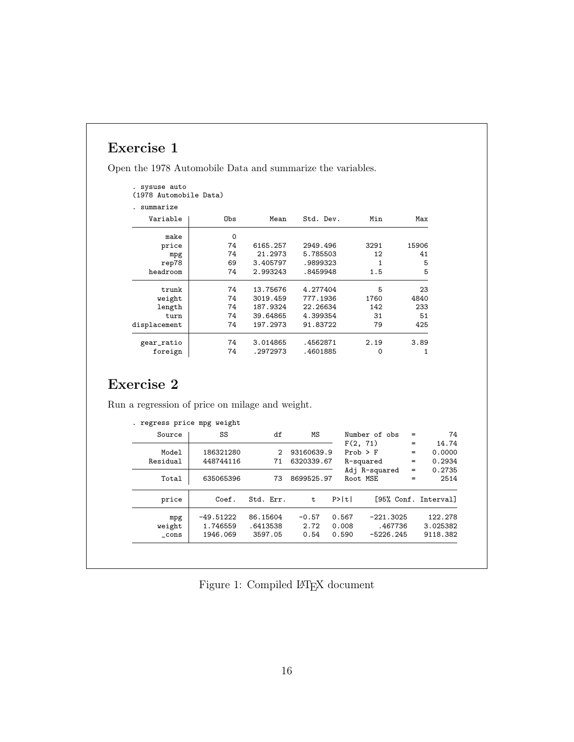## Exercise 1

Open the 1978 Automobile Data and summarize the variables.

```
. sysuse auto
(1978 Automobile Data)

. summarize

    Variable |       Obs        Mean    Std. Dev.       Min        Max
-------------+--------------------------------------------------------
        make |         0
       price |        74    6165.257    2949.496       3291      15906
         mpg |        74     21.2973    5.785503         12         41
       rep78 |        69    3.405797    .9899323          1          5
    headroom |        74    2.993243    .8459948        1.5          5
-------------+--------------------------------------------------------
       trunk |        74    13.75676    4.277404          5         23
      weight |        74    3019.459    777.1936       1760       4840
      length |        74    187.9324    22.26634        142        233
        turn |        74    39.64865    4.399354         31         51
displacement |        74    197.2973    91.83722         79        425
-------------+--------------------------------------------------------
  gear_ratio |        74    3.014865    .4562871       2.19       3.89
     foreign |        74    .2972973    .4601885          0          1
```

## Exercise 2

Run a regression of price on milage and weight.

```
. regress price mpg weight

      Source |       SS           df       MS      Number of obs   =        74
-------------+----------------------------------   F(2, 71)        =     14.74
       Model |   186321280         2  93160639.9   Prob > F        =    0.0000
    Residual |   448744116        71  6320339.67   R-squared       =    0.2934
-------------+----------------------------------   Adj R-squared   =    0.2735
       Total |   635065396        73  8699525.97   Root MSE        =      2514

------------------------------------------------------------------------------
       price |      Coef.   Std. Err.      t    P>|t|     [95% Conf. Interval]
-------------+----------------------------------------------------------------
         mpg |  -49.51222   86.15604    -0.57   0.567    -221.3025     122.278
      weight |   1.746559   .6413538     2.72   0.008      .467736    3.025382
       _cons |   1946.069    3597.05     0.54   0.590    -5226.245    9118.382
------------------------------------------------------------------------------
```

Figure 1: Compiled LaTeX document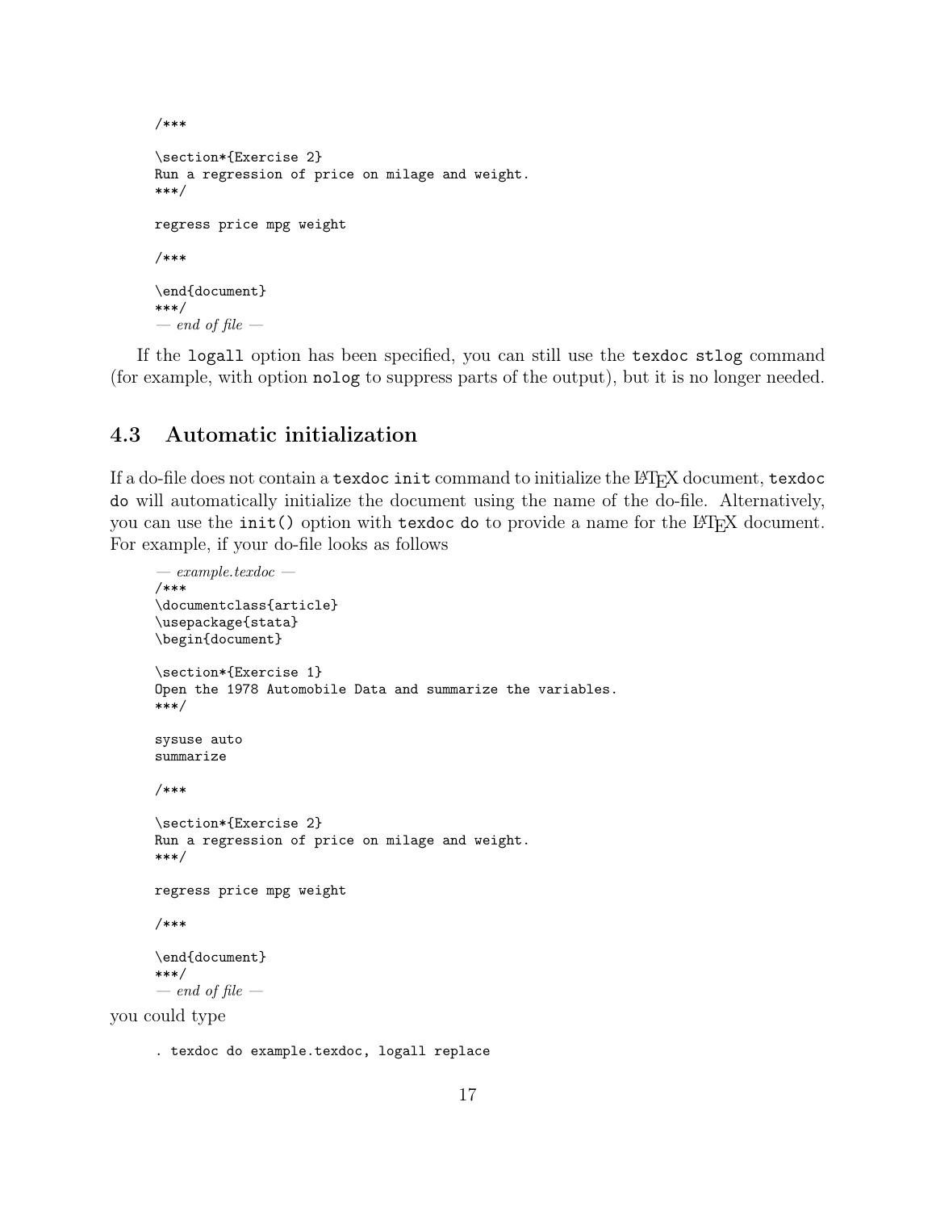```
/***

\section*{Exercise 2}
Run a regression of price on milage and weight.
***/

regress price mpg weight

/***

\end{document}
***/
```
— *end of file* —

If the `logall` option has been specified, you can still use the `texdoc stlog` command (for example, with option `nolog` to suppress parts of the output), but it is no longer needed.

## 4.3 Automatic initialization

If a do-file does not contain a `texdoc init` command to initialize the LaTeX document, `texdoc do` will automatically initialize the document using the name of the do-file. Alternatively, you can use the `init()` option with `texdoc do` to provide a name for the LaTeX document. For example, if your do-file looks as follows

— *example.texdoc* —
```
/***
\documentclass{article}
\usepackage{stata}
\begin{document}

\section*{Exercise 1}
Open the 1978 Automobile Data and summarize the variables.
***/

sysuse auto
summarize

/***

\section*{Exercise 2}
Run a regression of price on milage and weight.
***/

regress price mpg weight

/***

\end{document}
***/
```
— *end of file* —

you could type

```
. texdoc do example.texdoc, logall replace
```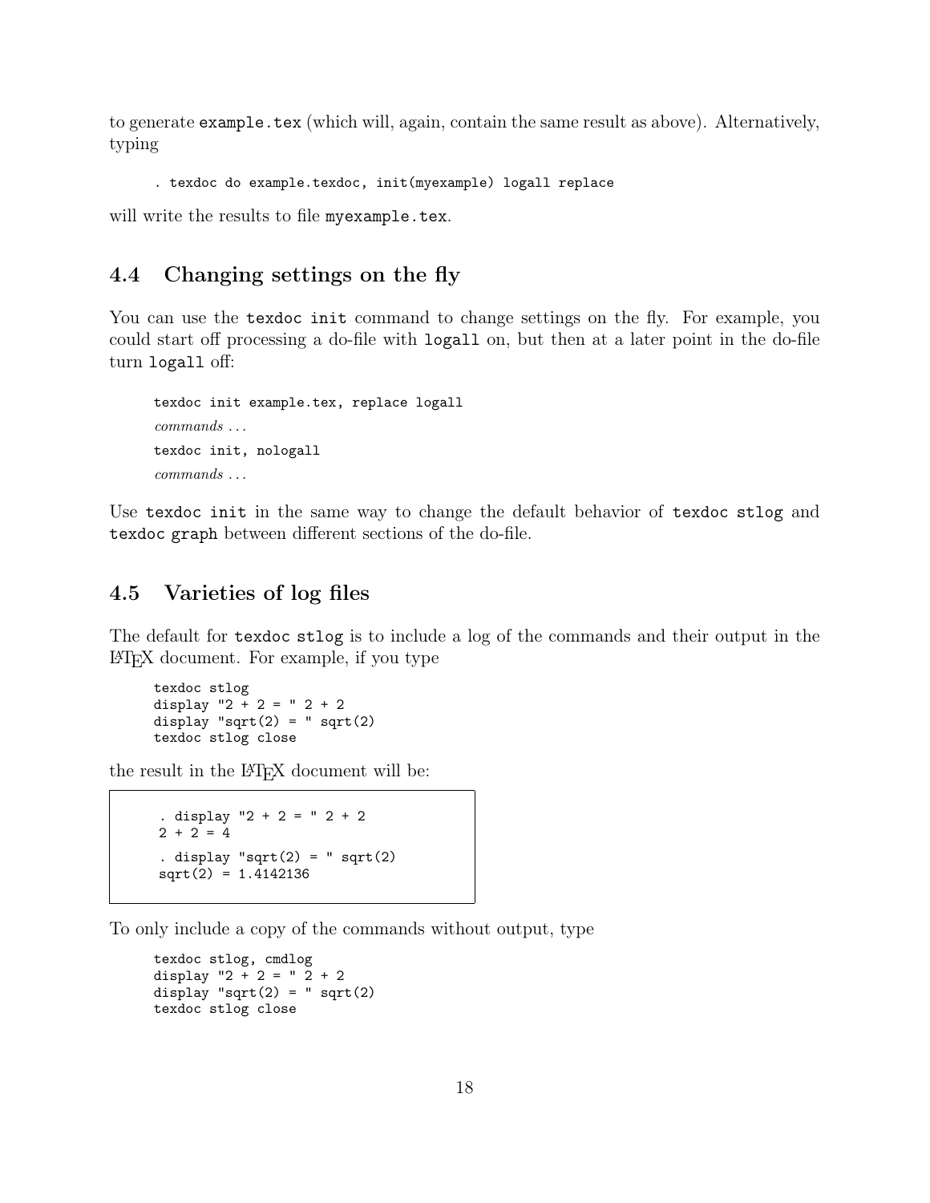to generate `example.tex` (which will, again, contain the same result as above). Alternatively, typing

```
. texdoc do example.texdoc, init(myexample) logall replace
```

will write the results to file `myexample.tex`.

## 4.4 Changing settings on the fly

You can use the `texdoc init` command to change settings on the fly. For example, you could start off processing a do-file with `logall` on, but then at a later point in the do-file turn `logall` off:

```
texdoc init example.tex, replace logall
commands ...
texdoc init, nologall
commands ...
```

Use `texdoc init` in the same way to change the default behavior of `texdoc stlog` and `texdoc graph` between different sections of the do-file.

## 4.5 Varieties of log files

The default for `texdoc stlog` is to include a log of the commands and their output in the LaTeX document. For example, if you type

```
texdoc stlog
display "2 + 2 = " 2 + 2
display "sqrt(2) = " sqrt(2)
texdoc stlog close
```

the result in the LaTeX document will be:

```
. display "2 + 2 = " 2 + 2
2 + 2 = 4

. display "sqrt(2) = " sqrt(2)
sqrt(2) = 1.4142136
```

To only include a copy of the commands without output, type

```
texdoc stlog, cmdlog
display "2 + 2 = " 2 + 2
display "sqrt(2) = " sqrt(2)
texdoc stlog close
```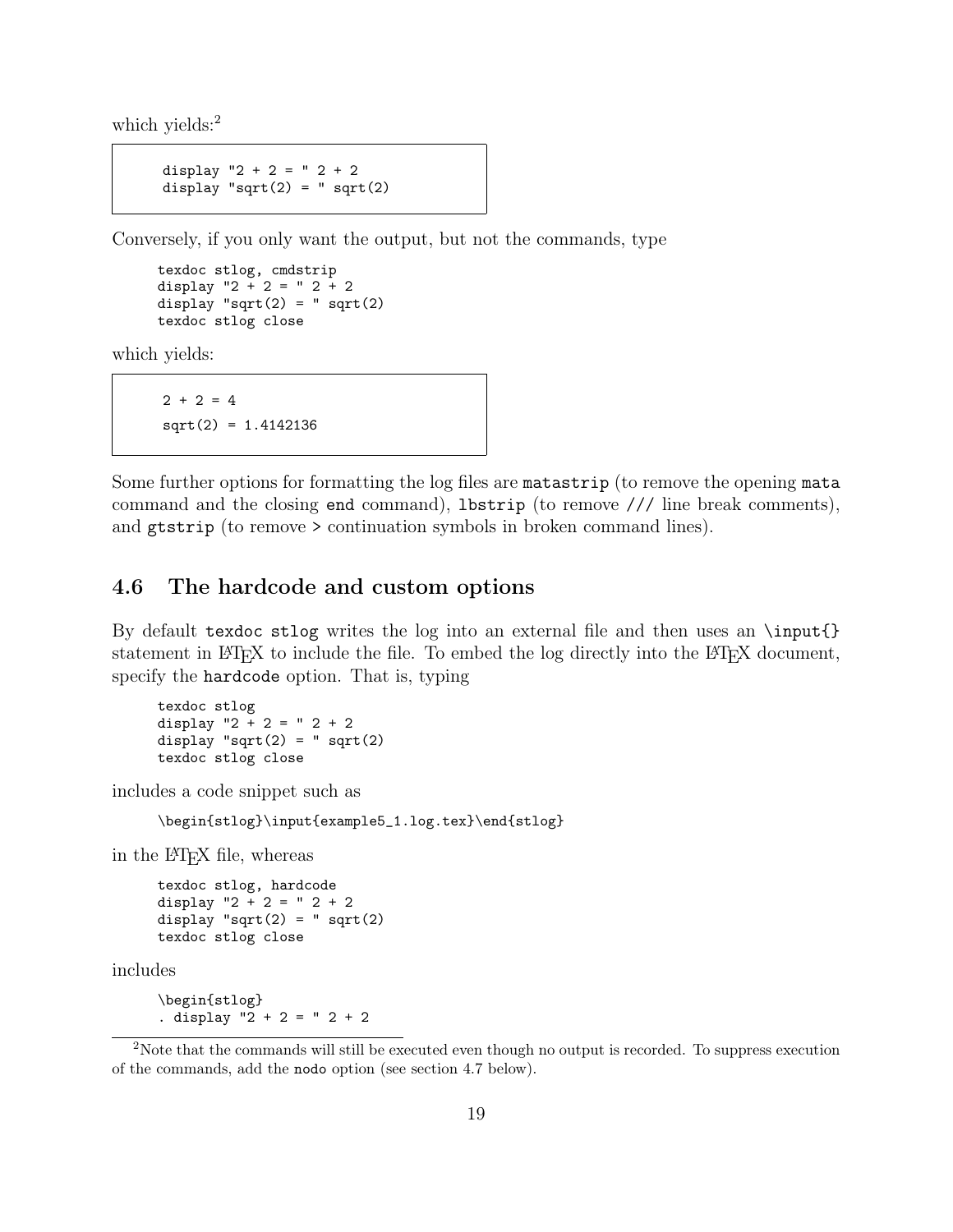which yields:[2]

```
display "2 + 2 = " 2 + 2
display "sqrt(2) = " sqrt(2)
```

Conversely, if you only want the output, but not the commands, type

```
texdoc stlog, cmdstrip
display "2 + 2 = " 2 + 2
display "sqrt(2) = " sqrt(2)
texdoc stlog close
```

which yields:

```
2 + 2 = 4
sqrt(2) = 1.4142136
```

Some further options for formatting the log files are `matastrip` (to remove the opening `mata` command and the closing `end` command), `lbstrip` (to remove `///` line break comments), and `gtstrip` (to remove `>` continuation symbols in broken command lines).

## 4.6 The hardcode and custom options

By default `texdoc stlog` writes the log into an external file and then uses an `\input{}` statement in LaTeX to include the file. To embed the log directly into the LaTeX document, specify the `hardcode` option. That is, typing

```
texdoc stlog
display "2 + 2 = " 2 + 2
display "sqrt(2) = " sqrt(2)
texdoc stlog close
```

includes a code snippet such as

```
\begin{stlog}\input{example5_1.log.tex}\end{stlog}
```

in the LaTeX file, whereas

```
texdoc stlog, hardcode
display "2 + 2 = " 2 + 2
display "sqrt(2) = " sqrt(2)
texdoc stlog close
```

includes

```
\begin{stlog}
. display "2 + 2 = " 2 + 2
```

[2] Note that the commands will still be executed even though no output is recorded. To suppress execution of the commands, add the `nodo` option (see section 4.7 below).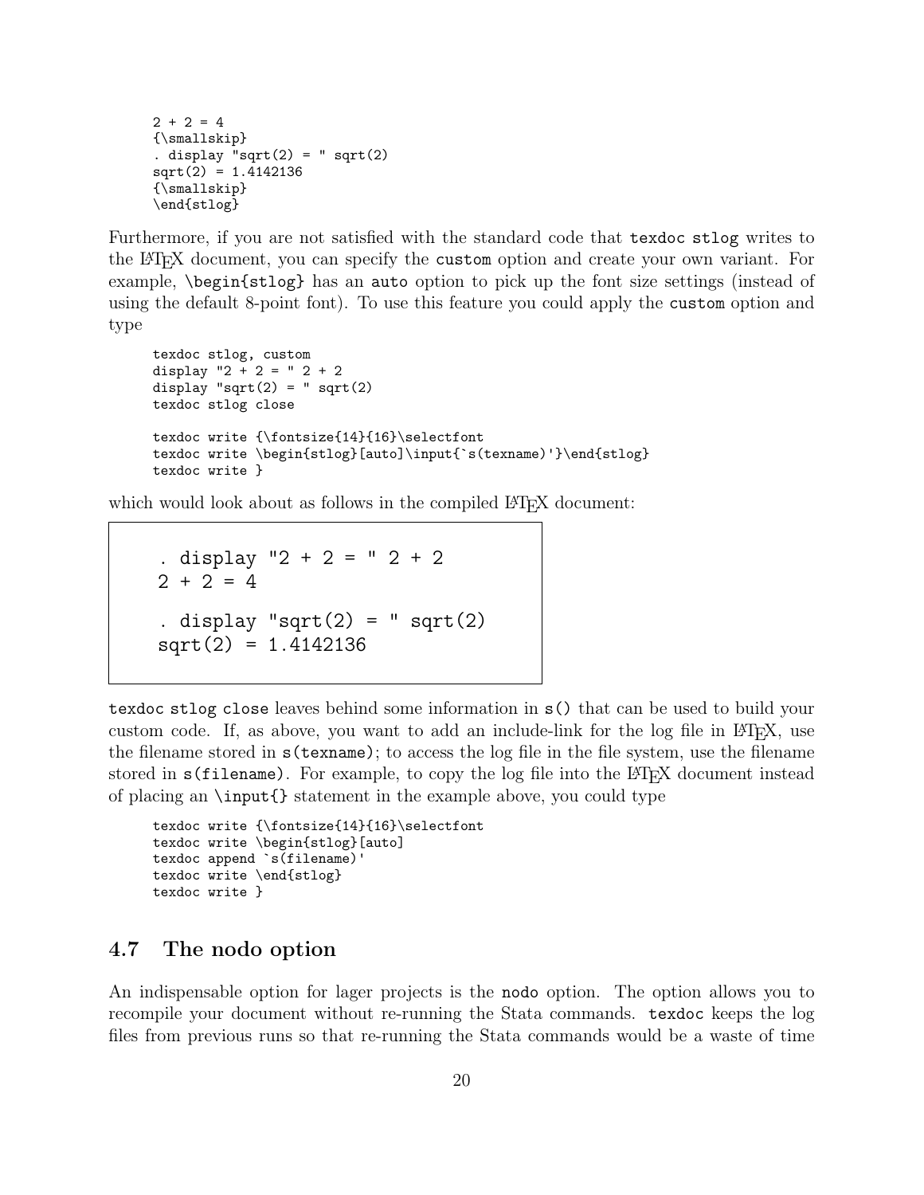```
2 + 2 = 4
{\smallskip}
. display "sqrt(2) = " sqrt(2)
sqrt(2) = 1.4142136
{\smallskip}
\end{stlog}
```

Furthermore, if you are not satisfied with the standard code that `texdoc stlog` writes to the LaTeX document, you can specify the `custom` option and create your own variant. For example, `\begin{stlog}` has an `auto` option to pick up the font size settings (instead of using the default 8-point font). To use this feature you could apply the `custom` option and type

```
texdoc stlog, custom
display "2 + 2 = " 2 + 2
display "sqrt(2) = " sqrt(2)
texdoc stlog close

texdoc write {\fontsize{14}{16}\selectfont
texdoc write \begin{stlog}[auto]\input{`s(texname)'}\end{stlog}
texdoc write }
```

which would look about as follows in the compiled LaTeX document:

```
. display "2 + 2 = " 2 + 2
2 + 2 = 4

. display "sqrt(2) = " sqrt(2)
sqrt(2) = 1.4142136
```

`texdoc stlog close` leaves behind some information in `s()` that can be used to build your custom code. If, as above, you want to add an include-link for the log file in LaTeX, use the filename stored in `s(texname)`; to access the log file in the file system, use the filename stored in `s(filename)`. For example, to copy the log file into the LaTeX document instead of placing an `\input{}` statement in the example above, you could type

```
texdoc write {\fontsize{14}{16}\selectfont
texdoc write \begin{stlog}[auto]
texdoc append `s(filename)'
texdoc write \end{stlog}
texdoc write }
```

## 4.7 The nodo option

An indispensable option for lager projects is the `nodo` option. The option allows you to recompile your document without re-running the Stata commands. `texdoc` keeps the log files from previous runs so that re-running the Stata commands would be a waste of time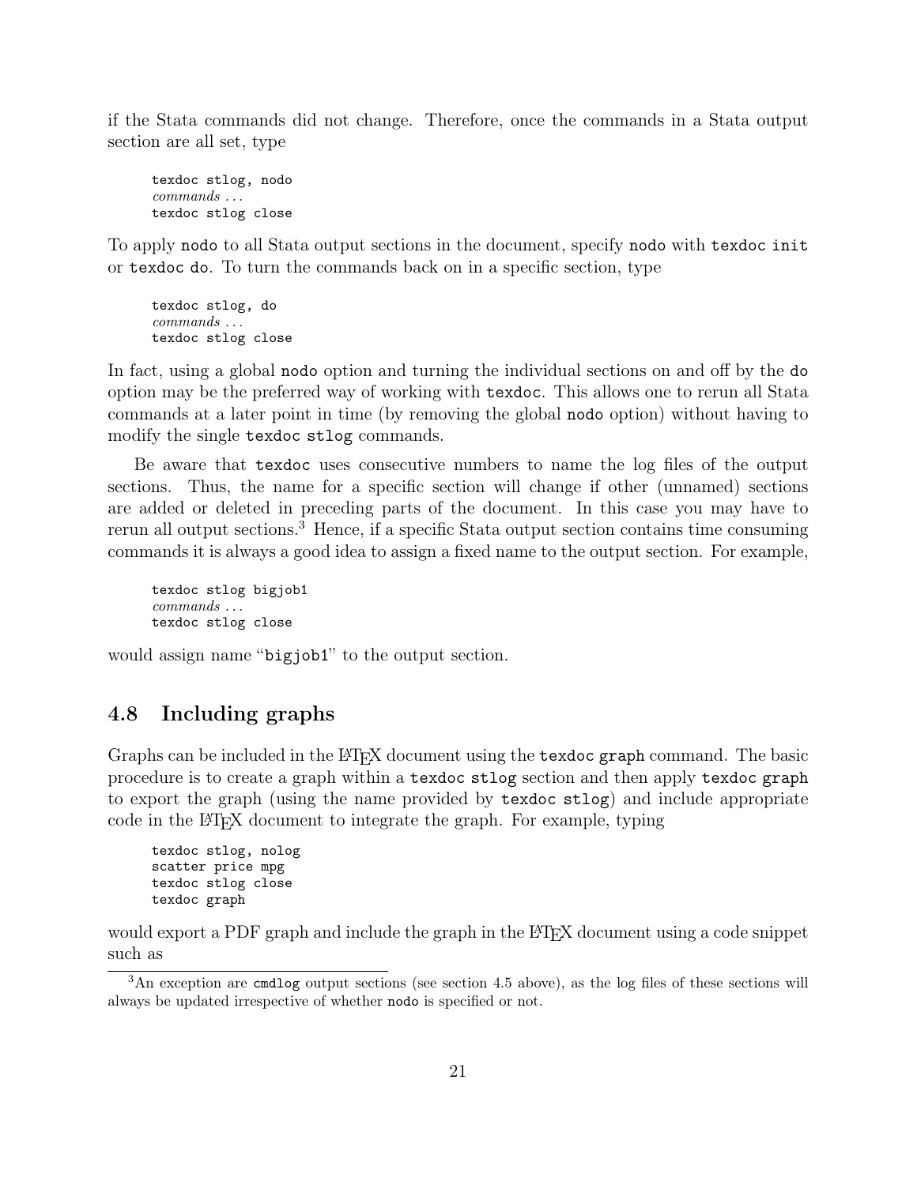if the Stata commands did not change. Therefore, once the commands in a Stata output section are all set, type

```
texdoc stlog, nodo
commands ...
texdoc stlog close
```

To apply `nodo` to all Stata output sections in the document, specify `nodo` with `texdoc init` or `texdoc do`. To turn the commands back on in a specific section, type

```
texdoc stlog, do
commands ...
texdoc stlog close
```

In fact, using a global `nodo` option and turning the individual sections on and off by the `do` option may be the preferred way of working with `texdoc`. This allows one to rerun all Stata commands at a later point in time (by removing the global `nodo` option) without having to modify the single `texdoc stlog` commands.

Be aware that `texdoc` uses consecutive numbers to name the log files of the output sections. Thus, the name for a specific section will change if other (unnamed) sections are added or deleted in preceding parts of the document. In this case you may have to rerun all output sections.[3] Hence, if a specific Stata output section contains time consuming commands it is always a good idea to assign a fixed name to the output section. For example,

```
texdoc stlog bigjob1
commands ...
texdoc stlog close
```

would assign name "`bigjob1`" to the output section.

## 4.8 Including graphs

Graphs can be included in the LaTeX document using the `texdoc graph` command. The basic procedure is to create a graph within a `texdoc stlog` section and then apply `texdoc graph` to export the graph (using the name provided by `texdoc stlog`) and include appropriate code in the LaTeX document to integrate the graph. For example, typing

```
texdoc stlog, nolog
scatter price mpg
texdoc stlog close
texdoc graph
```

would export a PDF graph and include the graph in the LaTeX document using a code snippet such as

[3] An exception are `cmdlog` output sections (see section 4.5 above), as the log files of these sections will always be updated irrespective of whether `nodo` is specified or not.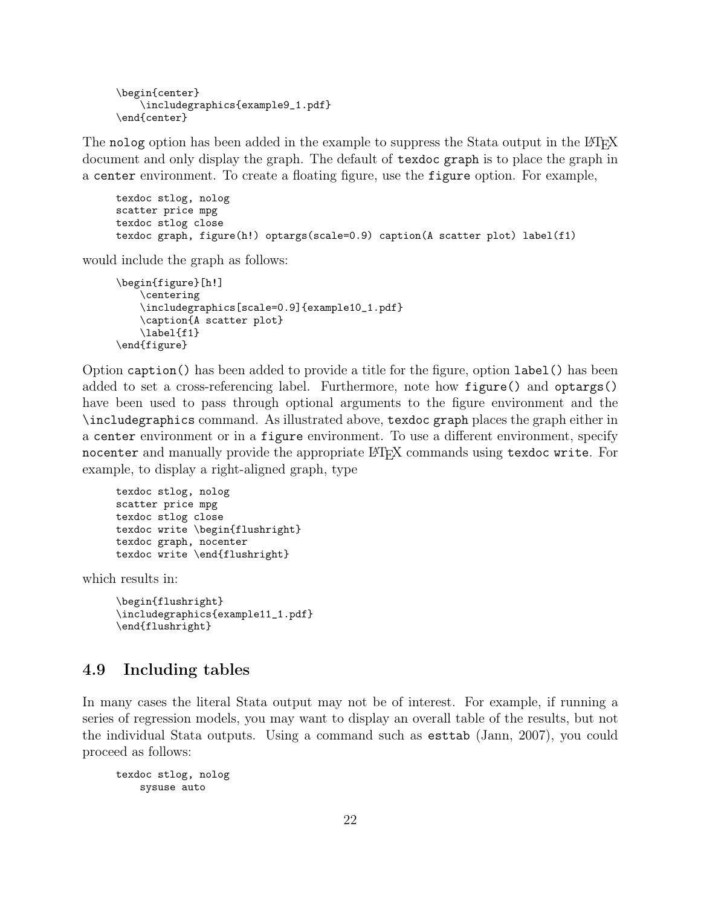```
\begin{center}
    \includegraphics{example9_1.pdf}
\end{center}
```

The `nolog` option has been added in the example to suppress the Stata output in the LaTeX document and only display the graph. The default of `texdoc graph` is to place the graph in a `center` environment. To create a floating figure, use the `figure` option. For example,

```
texdoc stlog, nolog
scatter price mpg
texdoc stlog close
texdoc graph, figure(h!) optargs(scale=0.9) caption(A scatter plot) label(f1)
```

would include the graph as follows:

```
\begin{figure}[h!]
    \centering
    \includegraphics[scale=0.9]{example10_1.pdf}
    \caption{A scatter plot}
    \label{f1}
\end{figure}
```

Option `caption()` has been added to provide a title for the figure, option `label()` has been added to set a cross-referencing label. Furthermore, note how `figure()` and `optargs()` have been used to pass through optional arguments to the figure environment and the `\includegraphics` command. As illustrated above, `texdoc graph` places the graph either in a `center` environment or in a `figure` environment. To use a different environment, specify `nocenter` and manually provide the appropriate LaTeX commands using `texdoc write`. For example, to display a right-aligned graph, type

```
texdoc stlog, nolog
scatter price mpg
texdoc stlog close
texdoc write \begin{flushright}
texdoc graph, nocenter
texdoc write \end{flushright}
```

which results in:

```
\begin{flushright}
\includegraphics{example11_1.pdf}
\end{flushright}
```

## 4.9 Including tables

In many cases the literal Stata output may not be of interest. For example, if running a series of regression models, you may want to display an overall table of the results, but not the individual Stata outputs. Using a command such as `esttab` (Jann, 2007), you could proceed as follows:

```
texdoc stlog, nolog
    sysuse auto
```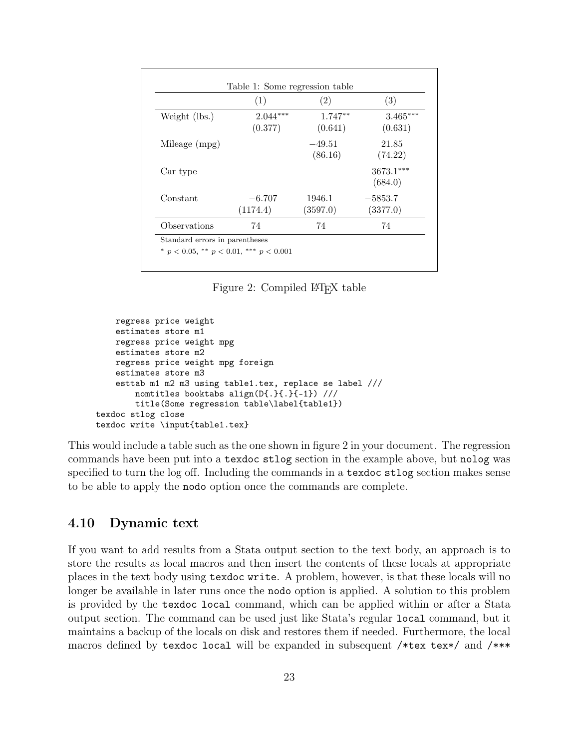Table 1: Some regression table

| | (1) | (2) | (3) |
|---|---|---|---|
| Weight (lbs.) | $2.044^{***}$ | $1.747^{**}$ | $3.465^{***}$ |
| | (0.377) | (0.641) | (0.631) |
| Mileage (mpg) | | $-49.51$ | 21.85 |
| | | (86.16) | (74.22) |
| Car type | | | $3673.1^{***}$ |
| | | | (684.0) |
| Constant | $-6.707$ | 1946.1 | $-5853.7$ |
| | (1174.4) | (3597.0) | (3377.0) |
| Observations | 74 | 74 | 74 |

Standard errors in parentheses

$^{*}$ $p < 0.05$, $^{**}$ $p < 0.01$, $^{***}$ $p < 0.001$

Figure 2: Compiled LaTeX table

```
    regress price weight
    estimates store m1
    regress price weight mpg
    estimates store m2
    regress price weight mpg foreign
    estimates store m3
    esttab m1 m2 m3 using table1.tex, replace se label ///
        nomtitles booktabs align(D{.}{.}{-1}) ///
        title(Some regression table\label{table1})
texdoc stlog close
texdoc write \input{table1.tex}
```

This would include a table such as the one shown in figure 2 in your document. The regression commands have been put into a `texdoc stlog` section in the example above, but `nolog` was specified to turn the log off. Including the commands in a `texdoc stlog` section makes sense to be able to apply the `nodo` option once the commands are complete.

## 4.10 Dynamic text

If you want to add results from a Stata output section to the text body, an approach is to store the results as local macros and then insert the contents of these locals at appropriate places in the text body using `texdoc write`. A problem, however, is that these locals will no longer be available in later runs once the `nodo` option is applied. A solution to this problem is provided by the `texdoc local` command, which can be applied within or after a Stata output section. The command can be used just like Stata's regular `local` command, but it maintains a backup of the locals on disk and restores them if needed. Furthermore, the local macros defined by `texdoc local` will be expanded in subsequent `/*tex tex*/` and `/***`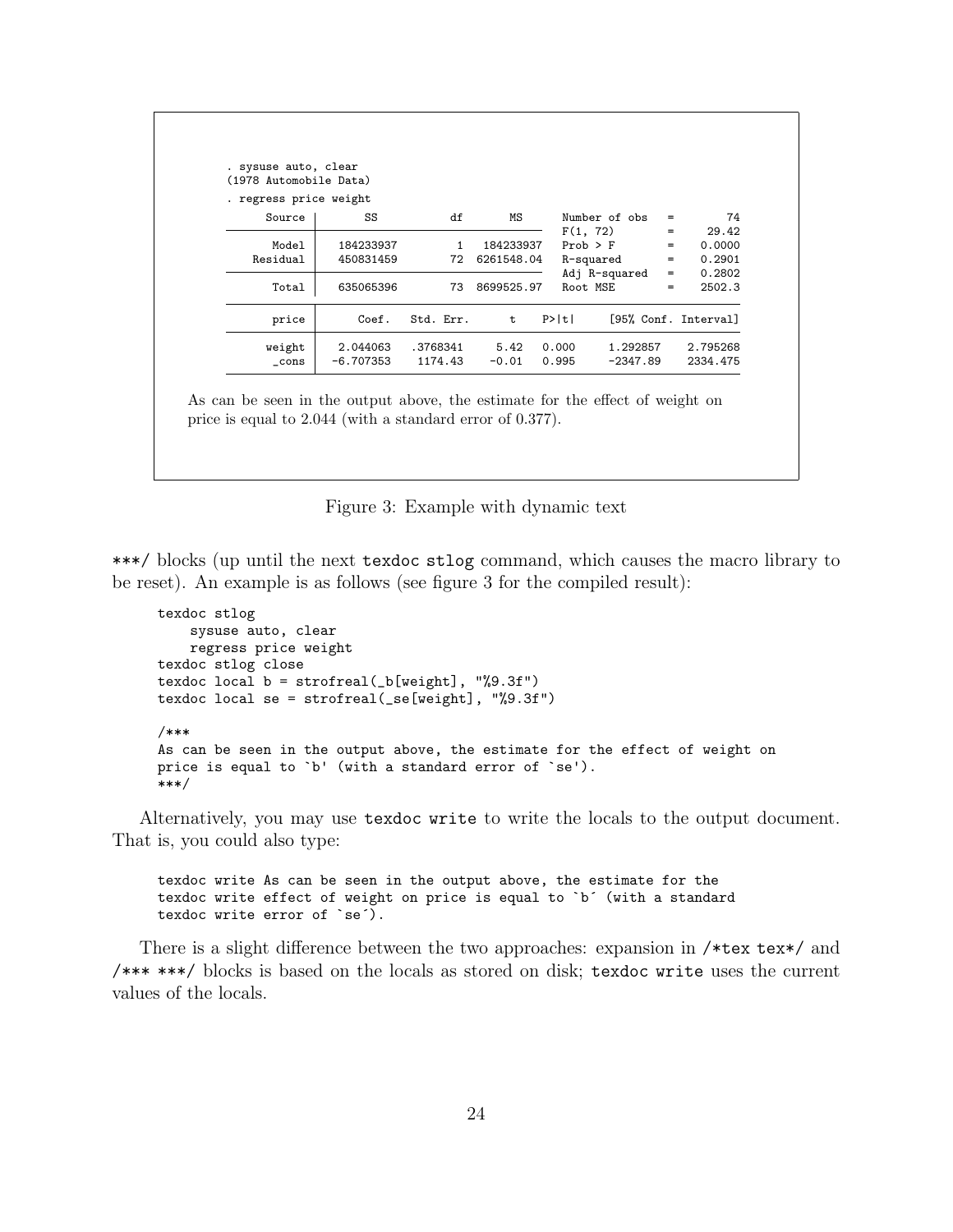```
. sysuse auto, clear
(1978 Automobile Data)
. regress price weight
      Source |       SS           df       MS      Number of obs   =        74
-------------+----------------------------------   F(1, 72)        =     29.42
       Model |   184233937         1   184233937   Prob > F        =    0.0000
    Residual |   450831459        72  6261548.04   R-squared       =    0.2901
-------------+----------------------------------   Adj R-squared   =    0.2802
       Total |   635065396        73  8699525.97   Root MSE        =    2502.3

------------------------------------------------------------------------------
       price |      Coef.   Std. Err.      t    P>|t|     [95% Conf. Interval]
-------------+----------------------------------------------------------------
      weight |   2.044063   .3768341     5.42   0.000     1.292857    2.795268
       _cons |  -6.707353    1174.43    -0.01   0.995     -2347.89    2334.475
------------------------------------------------------------------------------
```

As can be seen in the output above, the estimate for the effect of weight on price is equal to 2.044 (with a standard error of 0.377).

Figure 3: Example with dynamic text

***/ blocks (up until the next texdoc stlog command, which causes the macro library to be reset). An example is as follows (see figure 3 for the compiled result):

```
texdoc stlog
    sysuse auto, clear
    regress price weight
texdoc stlog close
texdoc local b = strofreal(_b[weight], "%9.3f")
texdoc local se = strofreal(_se[weight], "%9.3f")

/***
As can be seen in the output above, the estimate for the effect of weight on
price is equal to `b' (with a standard error of `se').
***/
```

Alternatively, you may use texdoc write to write the locals to the output document. That is, you could also type:

```
texdoc write As can be seen in the output above, the estimate for the
texdoc write effect of weight on price is equal to `b´ (with a standard
texdoc write error of `se´).
```

There is a slight difference between the two approaches: expansion in /*tex tex*/ and /*** ***/ blocks is based on the locals as stored on disk; texdoc write uses the current values of the locals.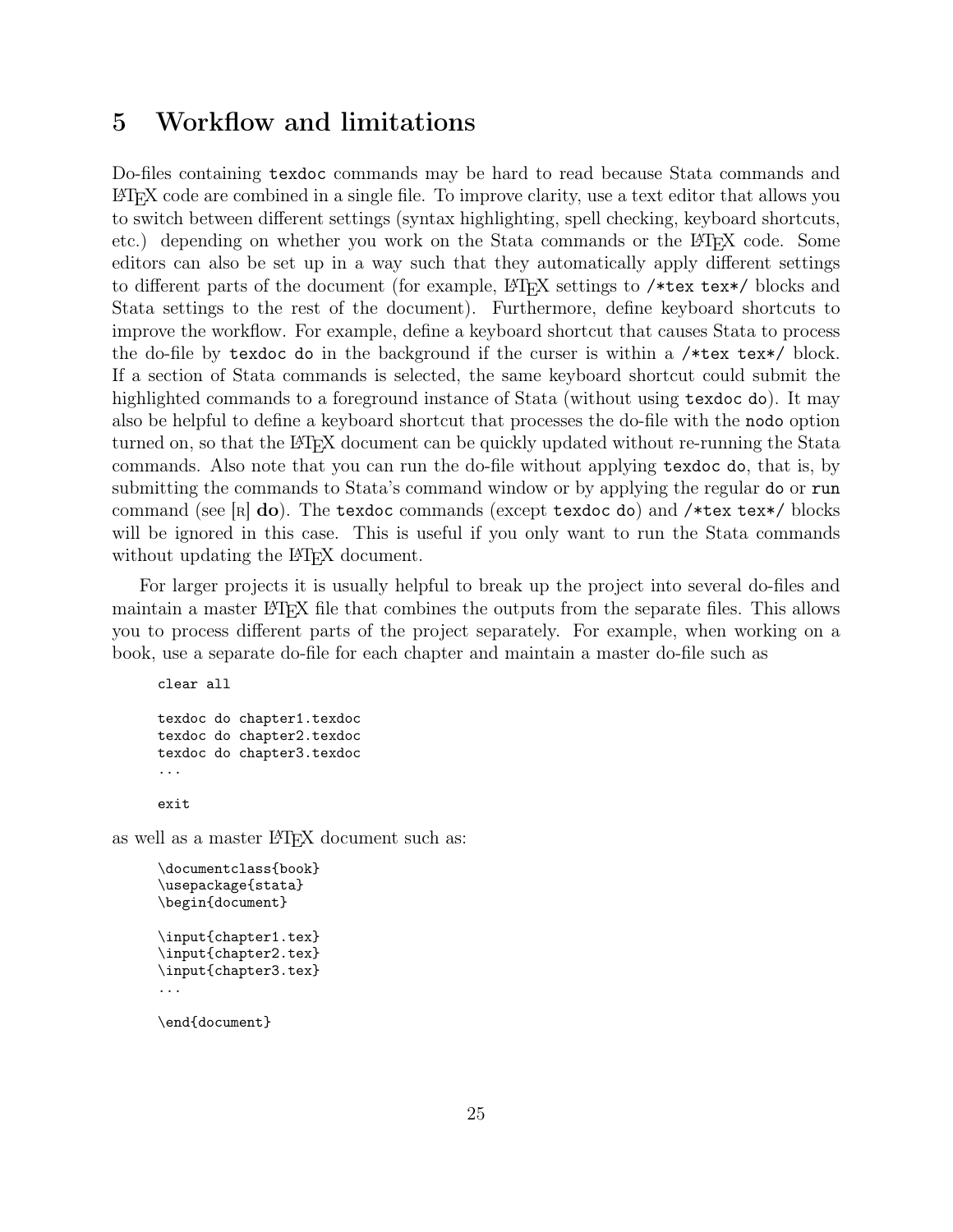## 5 Workflow and limitations

Do-files containing `texdoc` commands may be hard to read because Stata commands and LaTeX code are combined in a single file. To improve clarity, use a text editor that allows you to switch between different settings (syntax highlighting, spell checking, keyboard shortcuts, etc.) depending on whether you work on the Stata commands or the LaTeX code. Some editors can also be set up in a way such that they automatically apply different settings to different parts of the document (for example, LaTeX settings to `/*tex tex*/` blocks and Stata settings to the rest of the document). Furthermore, define keyboard shortcuts to improve the workflow. For example, define a keyboard shortcut that causes Stata to process the do-file by `texdoc do` in the background if the curser is within a `/*tex tex*/` block. If a section of Stata commands is selected, the same keyboard shortcut could submit the highlighted commands to a foreground instance of Stata (without using `texdoc do`). It may also be helpful to define a keyboard shortcut that processes the do-file with the `nodo` option turned on, so that the LaTeX document can be quickly updated without re-running the Stata commands. Also note that you can run the do-file without applying `texdoc do`, that is, by submitting the commands to Stata's command window or by applying the regular `do` or `run` command (see [R] **do**). The `texdoc` commands (except `texdoc do`) and `/*tex tex*/` blocks will be ignored in this case. This is useful if you only want to run the Stata commands without updating the LaTeX document.

For larger projects it is usually helpful to break up the project into several do-files and maintain a master LaTeX file that combines the outputs from the separate files. This allows you to process different parts of the project separately. For example, when working on a book, use a separate do-file for each chapter and maintain a master do-file such as

```
clear all

texdoc do chapter1.texdoc
texdoc do chapter2.texdoc
texdoc do chapter3.texdoc
...

exit
```

as well as a master LaTeX document such as:

```
\documentclass{book}
\usepackage{stata}
\begin{document}

\input{chapter1.tex}
\input{chapter2.tex}
\input{chapter3.tex}
...

\end{document}
```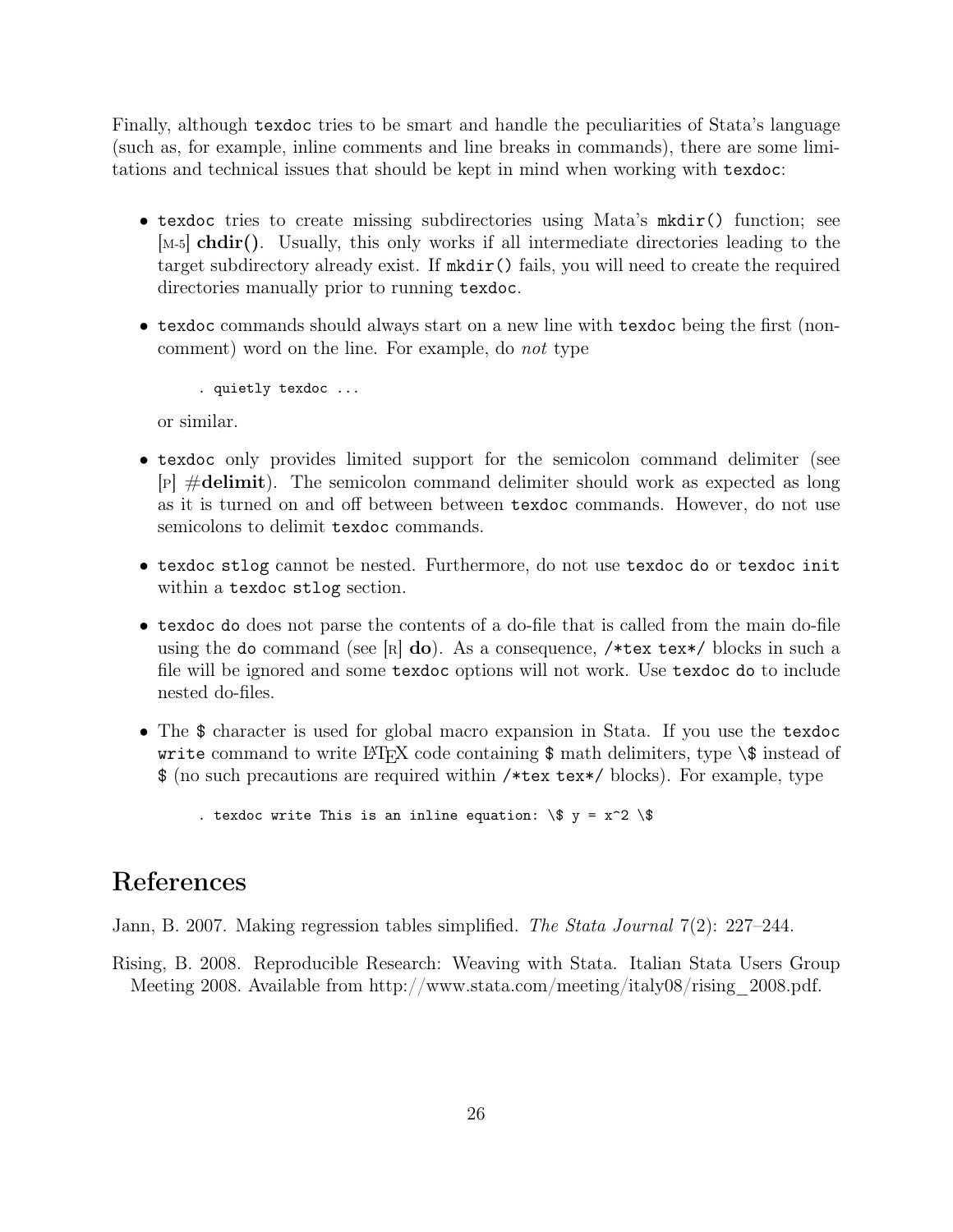Finally, although `texdoc` tries to be smart and handle the peculiarities of Stata's language (such as, for example, inline comments and line breaks in commands), there are some limitations and technical issues that should be kept in mind when working with `texdoc`:

- `texdoc` tries to create missing subdirectories using Mata's `mkdir()` function; see [M-5] **chdir()**. Usually, this only works if all intermediate directories leading to the target subdirectory already exist. If `mkdir()` fails, you will need to create the required directories manually prior to running `texdoc`.

- `texdoc` commands should always start on a new line with `texdoc` being the first (non-comment) word on the line. For example, do *not* type

  ```
  . quietly texdoc ...
  ```

  or similar.

- `texdoc` only provides limited support for the semicolon command delimiter (see [P] **#delimit**). The semicolon command delimiter should work as expected as long as it is turned on and off between between `texdoc` commands. However, do not use semicolons to delimit `texdoc` commands.

- `texdoc stlog` cannot be nested. Furthermore, do not use `texdoc do` or `texdoc init` within a `texdoc stlog` section.

- `texdoc do` does not parse the contents of a do-file that is called from the main do-file using the `do` command (see [R] **do**). As a consequence, `/*tex tex*/` blocks in such a file will be ignored and some `texdoc` options will not work. Use `texdoc do` to include nested do-files.

- The `$` character is used for global macro expansion in Stata. If you use the `texdoc write` command to write LaTeX code containing `$` math delimiters, type `\$` instead of `$` (no such precautions are required within `/*tex tex*/` blocks). For example, type

  ```
  . texdoc write This is an inline equation: \$ y = x^2 \$
  ```

# References

Jann, B. 2007. Making regression tables simplified. *The Stata Journal* 7(2): 227–244.

Rising, B. 2008. Reproducible Research: Weaving with Stata. Italian Stata Users Group Meeting 2008. Available from http://www.stata.com/meeting/italy08/rising_2008.pdf.